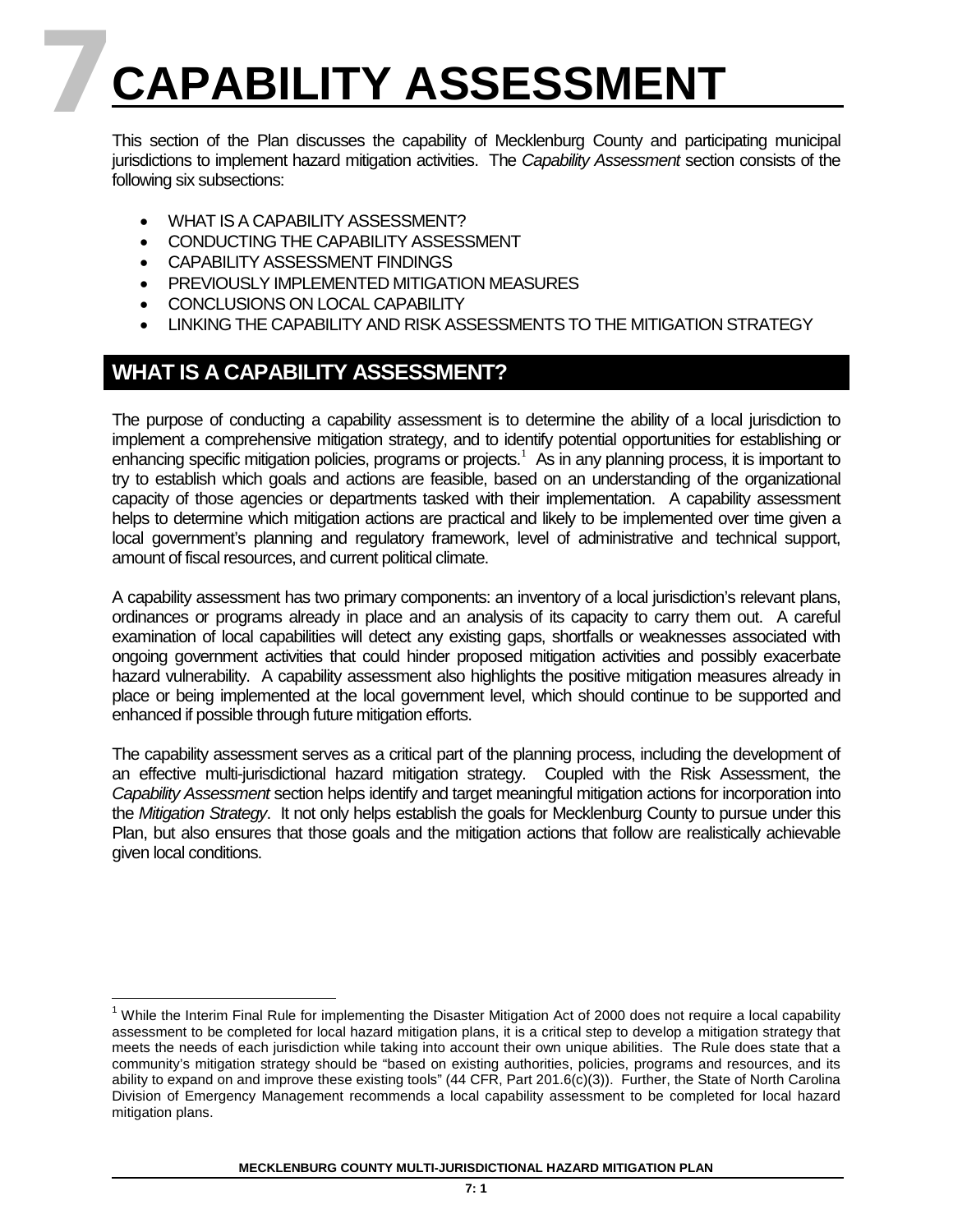# 7 CAPABILITY ASSESSMENT

This section of the Plan discusses the capability of Mecklenburg County and participating municipal jurisdictions to implement hazard mitigation activities. The *Capability Assessment* section consists of the following six subsections:

- WHAT IS A CAPABILITY ASSESSMENT?
- CONDUCTING THE CAPABILITY ASSESSMENT
- CAPABILITY ASSESSMENT FINDINGS
- PREVIOUSLY IMPLEMENTED MITIGATION MEASURES
- CONCLUSIONS ON LOCAL CAPABILITY
- LINKING THE CAPABILITY AND RISK ASSESSMENTS TO THE MITIGATION STRATEGY

## WHAT IS A CAPABILITY ASSESSMENT?

The purpose of conducting a capability assessment is to determine the ability of a local jurisdiction to implement a comprehensive mitigation strategy, and to identify potential opportunities for establishing or enhancing specific mitigation policies, programs or projects.[1] As in any planning process, it is important to try to establish which goals and actions are feasible, based on an understanding of the organizational capacity of those agencies or departments tasked with their implementation. A capability assessment helps to determine which mitigation actions are practical and likely to be implemented over time given a local government's planning and regulatory framework, level of administrative and technical support, amount of fiscal resources, and current political climate.

A capability assessment has two primary components: an inventory of a local jurisdiction's relevant plans, ordinances or programs already in place and an analysis of its capacity to carry them out. A careful examination of local capabilities will detect any existing gaps, shortfalls or weaknesses associated with ongoing government activities that could hinder proposed mitigation activities and possibly exacerbate hazard vulnerability. A capability assessment also highlights the positive mitigation measures already in place or being implemented at the local government level, which should continue to be supported and enhanced if possible through future mitigation efforts.

The capability assessment serves as a critical part of the planning process, including the development of an effective multi-jurisdictional hazard mitigation strategy. Coupled with the Risk Assessment, the *Capability Assessment* section helps identify and target meaningful mitigation actions for incorporation into the *Mitigation Strategy*. It not only helps establish the goals for Mecklenburg County to pursue under this Plan, but also ensures that those goals and the mitigation actions that follow are realistically achievable given local conditions.

---

[1] While the Interim Final Rule for implementing the Disaster Mitigation Act of 2000 does not require a local capability assessment to be completed for local hazard mitigation plans, it is a critical step to develop a mitigation strategy that meets the needs of each jurisdiction while taking into account their own unique abilities. The Rule does state that a community's mitigation strategy should be "based on existing authorities, policies, programs and resources, and its ability to expand on and improve these existing tools" (44 CFR, Part 201.6(c)(3)). Further, the State of North Carolina Division of Emergency Management recommends a local capability assessment to be completed for local hazard mitigation plans.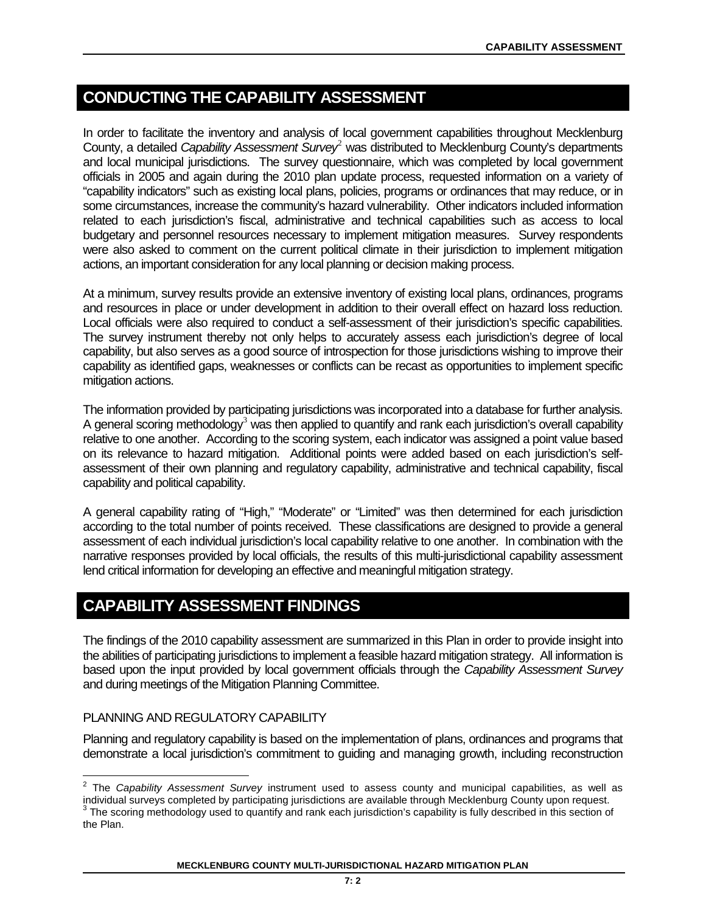## CONDUCTING THE CAPABILITY ASSESSMENT

In order to facilitate the inventory and analysis of local government capabilities throughout Mecklenburg County, a detailed *Capability Assessment Survey*[2] was distributed to Mecklenburg County's departments and local municipal jurisdictions. The survey questionnaire, which was completed by local government officials in 2005 and again during the 2010 plan update process, requested information on a variety of "capability indicators" such as existing local plans, policies, programs or ordinances that may reduce, or in some circumstances, increase the community's hazard vulnerability. Other indicators included information related to each jurisdiction's fiscal, administrative and technical capabilities such as access to local budgetary and personnel resources necessary to implement mitigation measures. Survey respondents were also asked to comment on the current political climate in their jurisdiction to implement mitigation actions, an important consideration for any local planning or decision making process.

At a minimum, survey results provide an extensive inventory of existing local plans, ordinances, programs and resources in place or under development in addition to their overall effect on hazard loss reduction. Local officials were also required to conduct a self-assessment of their jurisdiction's specific capabilities. The survey instrument thereby not only helps to accurately assess each jurisdiction's degree of local capability, but also serves as a good source of introspection for those jurisdictions wishing to improve their capability as identified gaps, weaknesses or conflicts can be recast as opportunities to implement specific mitigation actions.

The information provided by participating jurisdictions was incorporated into a database for further analysis. A general scoring methodology[3] was then applied to quantify and rank each jurisdiction's overall capability relative to one another. According to the scoring system, each indicator was assigned a point value based on its relevance to hazard mitigation. Additional points were added based on each jurisdiction's self-assessment of their own planning and regulatory capability, administrative and technical capability, fiscal capability and political capability.

A general capability rating of "High," "Moderate" or "Limited" was then determined for each jurisdiction according to the total number of points received. These classifications are designed to provide a general assessment of each individual jurisdiction's local capability relative to one another. In combination with the narrative responses provided by local officials, the results of this multi-jurisdictional capability assessment lend critical information for developing an effective and meaningful mitigation strategy.

## CAPABILITY ASSESSMENT FINDINGS

The findings of the 2010 capability assessment are summarized in this Plan in order to provide insight into the abilities of participating jurisdictions to implement a feasible hazard mitigation strategy. All information is based upon the input provided by local government officials through the *Capability Assessment Survey* and during meetings of the Mitigation Planning Committee.

### PLANNING AND REGULATORY CAPABILITY

Planning and regulatory capability is based on the implementation of plans, ordinances and programs that demonstrate a local jurisdiction's commitment to guiding and managing growth, including reconstruction

[2] The *Capability Assessment Survey* instrument used to assess county and municipal capabilities, as well as individual surveys completed by participating jurisdictions are available through Mecklenburg County upon request.

[3] The scoring methodology used to quantify and rank each jurisdiction's capability is fully described in this section of the Plan.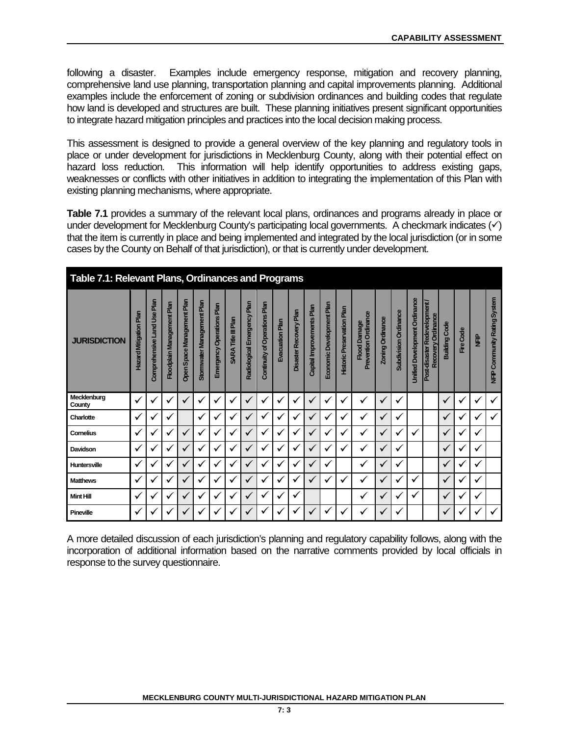following a disaster. Examples include emergency response, mitigation and recovery planning, comprehensive land use planning, transportation planning and capital improvements planning. Additional examples include the enforcement of zoning or subdivision ordinances and building codes that regulate how land is developed and structures are built. These planning initiatives present significant opportunities to integrate hazard mitigation principles and practices into the local decision making process.

This assessment is designed to provide a general overview of the key planning and regulatory tools in place or under development for jurisdictions in Mecklenburg County, along with their potential effect on hazard loss reduction. This information will help identify opportunities to address existing gaps, weaknesses or conflicts with other initiatives in addition to integrating the implementation of this Plan with existing planning mechanisms, where appropriate.

**Table 7.1** provides a summary of the relevant local plans, ordinances and programs already in place or under development for Mecklenburg County's participating local governments. A checkmark indicates (✓) that the item is currently in place and being implemented and integrated by the local jurisdiction (or in some cases by the County on Behalf of that jurisdiction), or that is currently under development.

**Table 7.1: Relevant Plans, Ordinances and Programs**

| JURISDICTION | Hazard Mitigation Plan | Comprehensive Land Use Plan | Floodplain Management Plan | Open Space Management Plan | Stormwater Management Plan | Emergency Operations Plan | SARA Title III Plan | Radiological Emergency Plan | Continuity of Operations Plan | Evacuation Plan | Disaster Recovery Plan | Capital Improvements Plan | Economic Development Plan | Historic Preservation Plan | Flood Damage Prevention Ordinance | Zoning Ordinance | Subdivision Ordinance | Unified Development Ordinance | Post-disaster Redevelopment / Recovery Ordinance | Building Code | Fire Code | NFIP | NFIP Community Rating System |
|---|---|---|---|---|---|---|---|---|---|---|---|---|---|---|---|---|---|---|---|---|---|---|---|
| Mecklenburg County | ✓ | ✓ | ✓ | ✓ | ✓ | ✓ | ✓ | ✓ | ✓ | ✓ | ✓ | ✓ | ✓ | ✓ | ✓ | ✓ | ✓ | | | ✓ | ✓ | ✓ | ✓ |
| Charlotte | ✓ | ✓ | ✓ | | ✓ | ✓ | ✓ | ✓ | ✓ | ✓ | ✓ | ✓ | ✓ | ✓ | ✓ | ✓ | ✓ | | | ✓ | ✓ | ✓ | ✓ |
| Cornelius | ✓ | ✓ | ✓ | ✓ | ✓ | ✓ | ✓ | ✓ | ✓ | ✓ | ✓ | ✓ | ✓ | ✓ | ✓ | ✓ | ✓ | ✓ | | ✓ | ✓ | ✓ | |
| Davidson | ✓ | ✓ | ✓ | ✓ | ✓ | ✓ | ✓ | ✓ | ✓ | ✓ | ✓ | ✓ | ✓ | ✓ | ✓ | ✓ | ✓ | | | ✓ | ✓ | ✓ | |
| Huntersville | ✓ | ✓ | ✓ | ✓ | ✓ | ✓ | ✓ | ✓ | ✓ | ✓ | ✓ | ✓ | ✓ | | ✓ | ✓ | ✓ | | | ✓ | ✓ | ✓ | |
| Matthews | ✓ | ✓ | ✓ | ✓ | ✓ | ✓ | ✓ | ✓ | ✓ | ✓ | ✓ | ✓ | ✓ | ✓ | ✓ | ✓ | ✓ | ✓ | | ✓ | ✓ | ✓ | |
| Mint Hill | ✓ | ✓ | ✓ | ✓ | ✓ | ✓ | ✓ | ✓ | ✓ | ✓ | ✓ | | | | ✓ | ✓ | ✓ | ✓ | | ✓ | ✓ | ✓ | |
| Pineville | ✓ | ✓ | ✓ | ✓ | ✓ | ✓ | ✓ | ✓ | ✓ | ✓ | ✓ | ✓ | ✓ | ✓ | ✓ | ✓ | ✓ | | | ✓ | ✓ | ✓ | ✓ |

A more detailed discussion of each jurisdiction's planning and regulatory capability follows, along with the incorporation of additional information based on the narrative comments provided by local officials in response to the survey questionnaire.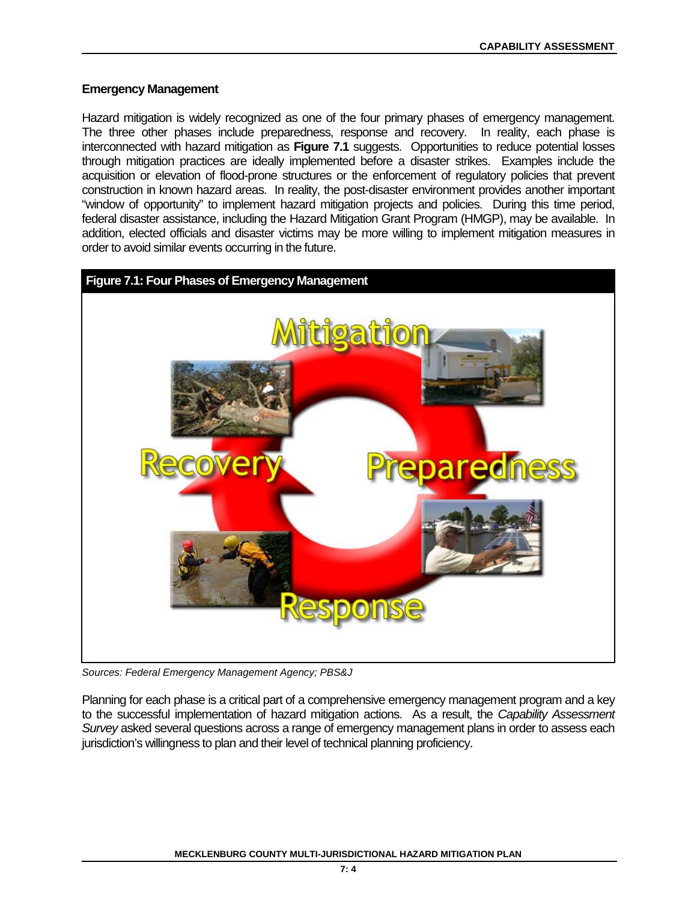## Emergency Management

Hazard mitigation is widely recognized as one of the four primary phases of emergency management. The three other phases include preparedness, response and recovery. In reality, each phase is interconnected with hazard mitigation as **Figure 7.1** suggests. Opportunities to reduce potential losses through mitigation practices are ideally implemented before a disaster strikes. Examples include the acquisition or elevation of flood-prone structures or the enforcement of regulatory policies that prevent construction in known hazard areas. In reality, the post-disaster environment provides another important "window of opportunity" to implement hazard mitigation projects and policies. During this time period, federal disaster assistance, including the Hazard Mitigation Grant Program (HMGP), may be available. In addition, elected officials and disaster victims may be more willing to implement mitigation measures in order to avoid similar events occurring in the future.

**Figure 7.1: Four Phases of Emergency Management**

*Sources: Federal Emergency Management Agency; PBS&J*

Planning for each phase is a critical part of a comprehensive emergency management program and a key to the successful implementation of hazard mitigation actions. As a result, the *Capability Assessment Survey* asked several questions across a range of emergency management plans in order to assess each jurisdiction's willingness to plan and their level of technical planning proficiency.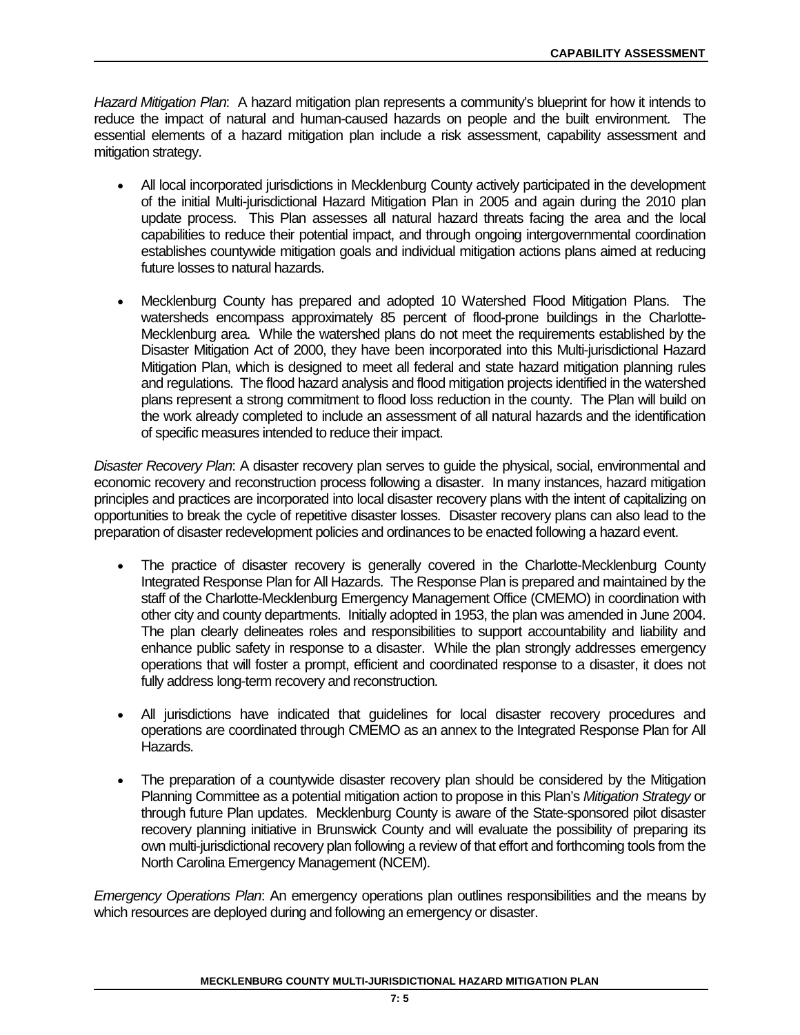*Hazard Mitigation Plan*: A hazard mitigation plan represents a community's blueprint for how it intends to reduce the impact of natural and human-caused hazards on people and the built environment. The essential elements of a hazard mitigation plan include a risk assessment, capability assessment and mitigation strategy.

- All local incorporated jurisdictions in Mecklenburg County actively participated in the development of the initial Multi-jurisdictional Hazard Mitigation Plan in 2005 and again during the 2010 plan update process. This Plan assesses all natural hazard threats facing the area and the local capabilities to reduce their potential impact, and through ongoing intergovernmental coordination establishes countywide mitigation goals and individual mitigation actions plans aimed at reducing future losses to natural hazards.

- Mecklenburg County has prepared and adopted 10 Watershed Flood Mitigation Plans. The watersheds encompass approximately 85 percent of flood-prone buildings in the Charlotte-Mecklenburg area. While the watershed plans do not meet the requirements established by the Disaster Mitigation Act of 2000, they have been incorporated into this Multi-jurisdictional Hazard Mitigation Plan, which is designed to meet all federal and state hazard mitigation planning rules and regulations. The flood hazard analysis and flood mitigation projects identified in the watershed plans represent a strong commitment to flood loss reduction in the county. The Plan will build on the work already completed to include an assessment of all natural hazards and the identification of specific measures intended to reduce their impact.

*Disaster Recovery Plan*: A disaster recovery plan serves to guide the physical, social, environmental and economic recovery and reconstruction process following a disaster. In many instances, hazard mitigation principles and practices are incorporated into local disaster recovery plans with the intent of capitalizing on opportunities to break the cycle of repetitive disaster losses. Disaster recovery plans can also lead to the preparation of disaster redevelopment policies and ordinances to be enacted following a hazard event.

- The practice of disaster recovery is generally covered in the Charlotte-Mecklenburg County Integrated Response Plan for All Hazards. The Response Plan is prepared and maintained by the staff of the Charlotte-Mecklenburg Emergency Management Office (CMEMO) in coordination with other city and county departments. Initially adopted in 1953, the plan was amended in June 2004. The plan clearly delineates roles and responsibilities to support accountability and liability and enhance public safety in response to a disaster. While the plan strongly addresses emergency operations that will foster a prompt, efficient and coordinated response to a disaster, it does not fully address long-term recovery and reconstruction.

- All jurisdictions have indicated that guidelines for local disaster recovery procedures and operations are coordinated through CMEMO as an annex to the Integrated Response Plan for All Hazards.

- The preparation of a countywide disaster recovery plan should be considered by the Mitigation Planning Committee as a potential mitigation action to propose in this Plan's *Mitigation Strategy* or through future Plan updates. Mecklenburg County is aware of the State-sponsored pilot disaster recovery planning initiative in Brunswick County and will evaluate the possibility of preparing its own multi-jurisdictional recovery plan following a review of that effort and forthcoming tools from the North Carolina Emergency Management (NCEM).

*Emergency Operations Plan*: An emergency operations plan outlines responsibilities and the means by which resources are deployed during and following an emergency or disaster.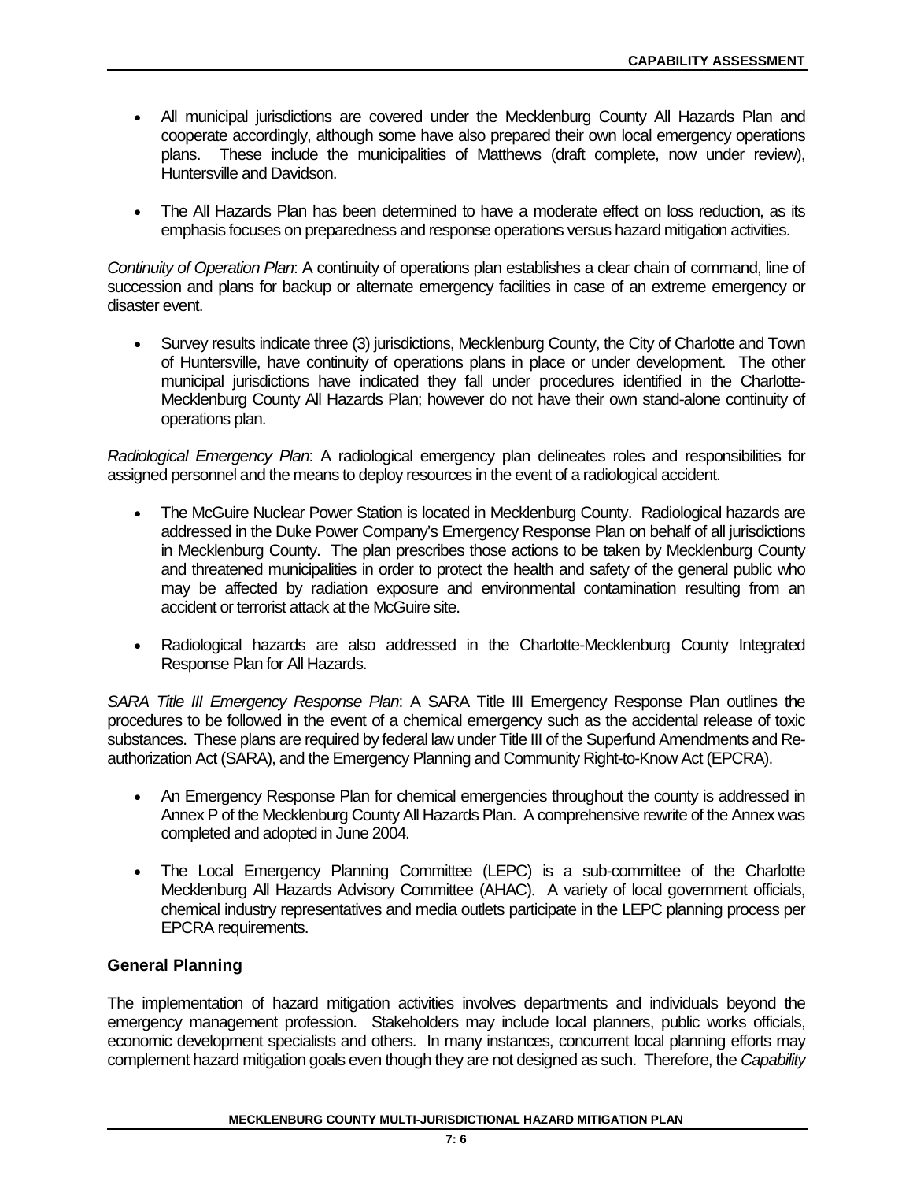- All municipal jurisdictions are covered under the Mecklenburg County All Hazards Plan and cooperate accordingly, although some have also prepared their own local emergency operations plans. These include the municipalities of Matthews (draft complete, now under review), Huntersville and Davidson.

- The All Hazards Plan has been determined to have a moderate effect on loss reduction, as its emphasis focuses on preparedness and response operations versus hazard mitigation activities.

*Continuity of Operation Plan*: A continuity of operations plan establishes a clear chain of command, line of succession and plans for backup or alternate emergency facilities in case of an extreme emergency or disaster event.

- Survey results indicate three (3) jurisdictions, Mecklenburg County, the City of Charlotte and Town of Huntersville, have continuity of operations plans in place or under development. The other municipal jurisdictions have indicated they fall under procedures identified in the Charlotte-Mecklenburg County All Hazards Plan; however do not have their own stand-alone continuity of operations plan.

*Radiological Emergency Plan*: A radiological emergency plan delineates roles and responsibilities for assigned personnel and the means to deploy resources in the event of a radiological accident.

- The McGuire Nuclear Power Station is located in Mecklenburg County. Radiological hazards are addressed in the Duke Power Company's Emergency Response Plan on behalf of all jurisdictions in Mecklenburg County. The plan prescribes those actions to be taken by Mecklenburg County and threatened municipalities in order to protect the health and safety of the general public who may be affected by radiation exposure and environmental contamination resulting from an accident or terrorist attack at the McGuire site.

- Radiological hazards are also addressed in the Charlotte-Mecklenburg County Integrated Response Plan for All Hazards.

*SARA Title III Emergency Response Plan*: A SARA Title III Emergency Response Plan outlines the procedures to be followed in the event of a chemical emergency such as the accidental release of toxic substances. These plans are required by federal law under Title III of the Superfund Amendments and Re-authorization Act (SARA), and the Emergency Planning and Community Right-to-Know Act (EPCRA).

- An Emergency Response Plan for chemical emergencies throughout the county is addressed in Annex P of the Mecklenburg County All Hazards Plan. A comprehensive rewrite of the Annex was completed and adopted in June 2004.

- The Local Emergency Planning Committee (LEPC) is a sub-committee of the Charlotte Mecklenburg All Hazards Advisory Committee (AHAC). A variety of local government officials, chemical industry representatives and media outlets participate in the LEPC planning process per EPCRA requirements.

### General Planning

The implementation of hazard mitigation activities involves departments and individuals beyond the emergency management profession. Stakeholders may include local planners, public works officials, economic development specialists and others. In many instances, concurrent local planning efforts may complement hazard mitigation goals even though they are not designed as such. Therefore, the *Capability*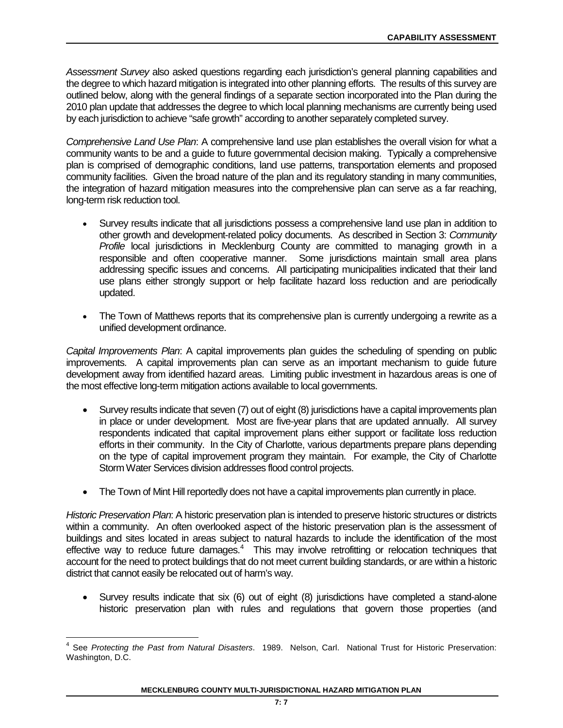*Assessment Survey* also asked questions regarding each jurisdiction's general planning capabilities and the degree to which hazard mitigation is integrated into other planning efforts. The results of this survey are outlined below, along with the general findings of a separate section incorporated into the Plan during the 2010 plan update that addresses the degree to which local planning mechanisms are currently being used by each jurisdiction to achieve "safe growth" according to another separately completed survey.

*Comprehensive Land Use Plan*: A comprehensive land use plan establishes the overall vision for what a community wants to be and a guide to future governmental decision making. Typically a comprehensive plan is comprised of demographic conditions, land use patterns, transportation elements and proposed community facilities. Given the broad nature of the plan and its regulatory standing in many communities, the integration of hazard mitigation measures into the comprehensive plan can serve as a far reaching, long-term risk reduction tool.

- Survey results indicate that all jurisdictions possess a comprehensive land use plan in addition to other growth and development-related policy documents. As described in Section 3: *Community Profile* local jurisdictions in Mecklenburg County are committed to managing growth in a responsible and often cooperative manner. Some jurisdictions maintain small area plans addressing specific issues and concerns. All participating municipalities indicated that their land use plans either strongly support or help facilitate hazard loss reduction and are periodically updated.

- The Town of Matthews reports that its comprehensive plan is currently undergoing a rewrite as a unified development ordinance.

*Capital Improvements Plan*: A capital improvements plan guides the scheduling of spending on public improvements. A capital improvements plan can serve as an important mechanism to guide future development away from identified hazard areas. Limiting public investment in hazardous areas is one of the most effective long-term mitigation actions available to local governments.

- Survey results indicate that seven (7) out of eight (8) jurisdictions have a capital improvements plan in place or under development. Most are five-year plans that are updated annually. All survey respondents indicated that capital improvement plans either support or facilitate loss reduction efforts in their community. In the City of Charlotte, various departments prepare plans depending on the type of capital improvement program they maintain. For example, the City of Charlotte Storm Water Services division addresses flood control projects.

- The Town of Mint Hill reportedly does not have a capital improvements plan currently in place.

*Historic Preservation Plan*: A historic preservation plan is intended to preserve historic structures or districts within a community. An often overlooked aspect of the historic preservation plan is the assessment of buildings and sites located in areas subject to natural hazards to include the identification of the most effective way to reduce future damages.[4] This may involve retrofitting or relocation techniques that account for the need to protect buildings that do not meet current building standards, or are within a historic district that cannot easily be relocated out of harm's way.

- Survey results indicate that six (6) out of eight (8) jurisdictions have completed a stand-alone historic preservation plan with rules and regulations that govern those properties (and

[4] See *Protecting the Past from Natural Disasters*. 1989. Nelson, Carl. National Trust for Historic Preservation: Washington, D.C.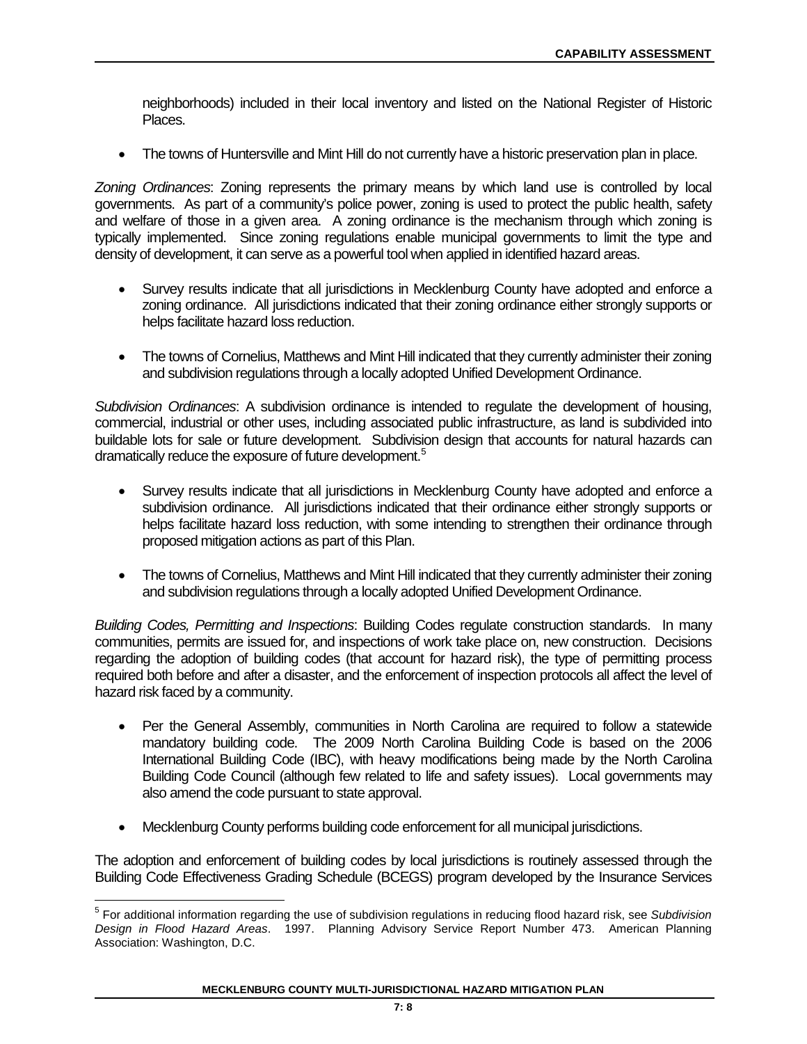neighborhoods) included in their local inventory and listed on the National Register of Historic Places.

- The towns of Huntersville and Mint Hill do not currently have a historic preservation plan in place.

*Zoning Ordinances*: Zoning represents the primary means by which land use is controlled by local governments. As part of a community's police power, zoning is used to protect the public health, safety and welfare of those in a given area. A zoning ordinance is the mechanism through which zoning is typically implemented. Since zoning regulations enable municipal governments to limit the type and density of development, it can serve as a powerful tool when applied in identified hazard areas.

- Survey results indicate that all jurisdictions in Mecklenburg County have adopted and enforce a zoning ordinance. All jurisdictions indicated that their zoning ordinance either strongly supports or helps facilitate hazard loss reduction.

- The towns of Cornelius, Matthews and Mint Hill indicated that they currently administer their zoning and subdivision regulations through a locally adopted Unified Development Ordinance.

*Subdivision Ordinances*: A subdivision ordinance is intended to regulate the development of housing, commercial, industrial or other uses, including associated public infrastructure, as land is subdivided into buildable lots for sale or future development. Subdivision design that accounts for natural hazards can dramatically reduce the exposure of future development.[5]

- Survey results indicate that all jurisdictions in Mecklenburg County have adopted and enforce a subdivision ordinance. All jurisdictions indicated that their ordinance either strongly supports or helps facilitate hazard loss reduction, with some intending to strengthen their ordinance through proposed mitigation actions as part of this Plan.

- The towns of Cornelius, Matthews and Mint Hill indicated that they currently administer their zoning and subdivision regulations through a locally adopted Unified Development Ordinance.

*Building Codes, Permitting and Inspections*: Building Codes regulate construction standards. In many communities, permits are issued for, and inspections of work take place on, new construction. Decisions regarding the adoption of building codes (that account for hazard risk), the type of permitting process required both before and after a disaster, and the enforcement of inspection protocols all affect the level of hazard risk faced by a community.

- Per the General Assembly, communities in North Carolina are required to follow a statewide mandatory building code. The 2009 North Carolina Building Code is based on the 2006 International Building Code (IBC), with heavy modifications being made by the North Carolina Building Code Council (although few related to life and safety issues). Local governments may also amend the code pursuant to state approval.

- Mecklenburg County performs building code enforcement for all municipal jurisdictions.

The adoption and enforcement of building codes by local jurisdictions is routinely assessed through the Building Code Effectiveness Grading Schedule (BCEGS) program developed by the Insurance Services

[5] For additional information regarding the use of subdivision regulations in reducing flood hazard risk, see *Subdivision Design in Flood Hazard Areas*. 1997. Planning Advisory Service Report Number 473. American Planning Association: Washington, D.C.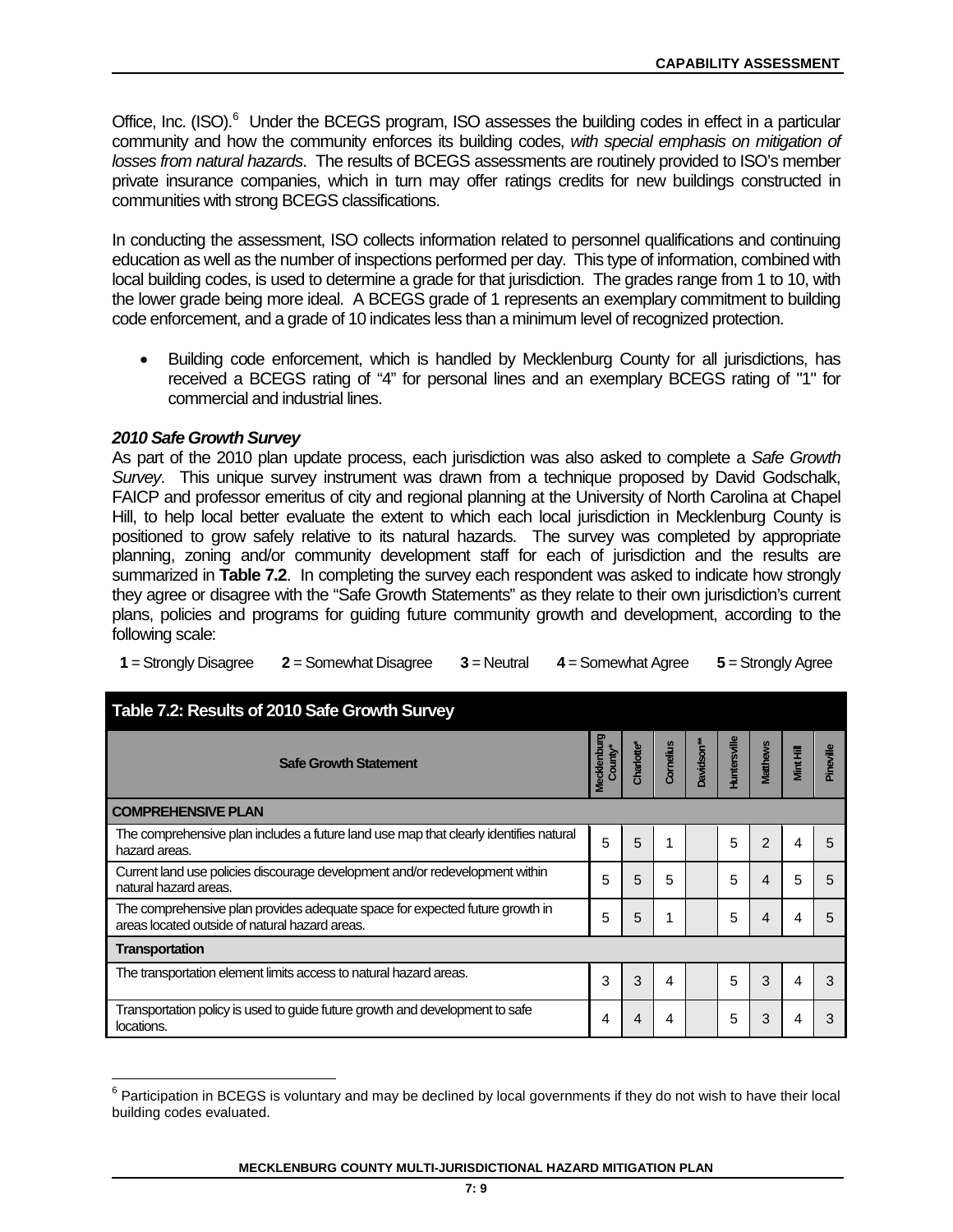Office, Inc. (ISO).[6] Under the BCEGS program, ISO assesses the building codes in effect in a particular community and how the community enforces its building codes, *with special emphasis on mitigation of losses from natural hazards*. The results of BCEGS assessments are routinely provided to ISO's member private insurance companies, which in turn may offer ratings credits for new buildings constructed in communities with strong BCEGS classifications.

In conducting the assessment, ISO collects information related to personnel qualifications and continuing education as well as the number of inspections performed per day. This type of information, combined with local building codes, is used to determine a grade for that jurisdiction. The grades range from 1 to 10, with the lower grade being more ideal. A BCEGS grade of 1 represents an exemplary commitment to building code enforcement, and a grade of 10 indicates less than a minimum level of recognized protection.

- Building code enforcement, which is handled by Mecklenburg County for all jurisdictions, has received a BCEGS rating of "4" for personal lines and an exemplary BCEGS rating of "1" for commercial and industrial lines.

### *2010 Safe Growth Survey*

As part of the 2010 plan update process, each jurisdiction was also asked to complete a *Safe Growth Survey*. This unique survey instrument was drawn from a technique proposed by David Godschalk, FAICP and professor emeritus of city and regional planning at the University of North Carolina at Chapel Hill, to help local better evaluate the extent to which each local jurisdiction in Mecklenburg County is positioned to grow safely relative to its natural hazards. The survey was completed by appropriate planning, zoning and/or community development staff for each of jurisdiction and the results are summarized in **Table 7.2**. In completing the survey each respondent was asked to indicate how strongly they agree or disagree with the "Safe Growth Statements" as they relate to their own jurisdiction's current plans, policies and programs for guiding future community growth and development, according to the following scale:

**1** = Strongly Disagree **2** = Somewhat Disagree **3** = Neutral **4** = Somewhat Agree **5** = Strongly Agree

**Table 7.2: Results of 2010 Safe Growth Survey**

| Safe Growth Statement | Mecklenburg County* | Charlotte* | Cornelius | Davidson** | Huntersville | Matthews | Mint Hill | Pineville |
|---|---|---|---|---|---|---|---|---|
| **COMPREHENSIVE PLAN** | | | | | | | | |
| The comprehensive plan includes a future land use map that clearly identifies natural hazard areas. | 5 | 5 | 1 | | 5 | 2 | 4 | 5 |
| Current land use policies discourage development and/or redevelopment within natural hazard areas. | 5 | 5 | 5 | | 5 | 4 | 5 | 5 |
| The comprehensive plan provides adequate space for expected future growth in areas located outside of natural hazard areas. | 5 | 5 | 1 | | 5 | 4 | 4 | 5 |
| **Transportation** | | | | | | | | |
| The transportation element limits access to natural hazard areas. | 3 | 3 | 4 | | 5 | 3 | 4 | 3 |
| Transportation policy is used to guide future growth and development to safe locations. | 4 | 4 | 4 | | 5 | 3 | 4 | 3 |

[6] Participation in BCEGS is voluntary and may be declined by local governments if they do not wish to have their local building codes evaluated.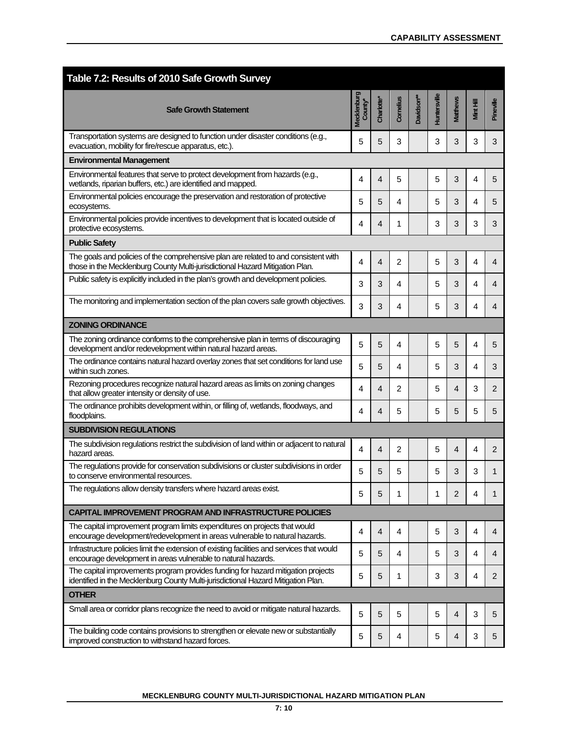## Table 7.2: Results of 2010 Safe Growth Survey

| Safe Growth Statement | Mecklenburg County* | Charlotte* | Cornelius | Davidson** | Huntersville | Matthews | Mint Hill | Pineville |
|---|---|---|---|---|---|---|---|---|
| Transportation systems are designed to function under disaster conditions (e.g., evacuation, mobility for fire/rescue apparatus, etc.). | 5 | 5 | 3 | | 3 | 3 | 3 | 3 |
| **Environmental Management** | | | | | | | | |
| Environmental features that serve to protect development from hazards (e.g., wetlands, riparian buffers, etc.) are identified and mapped. | 4 | 4 | 5 | | 5 | 3 | 4 | 5 |
| Environmental policies encourage the preservation and restoration of protective ecosystems. | 5 | 5 | 4 | | 5 | 3 | 4 | 5 |
| Environmental policies provide incentives to development that is located outside of protective ecosystems. | 4 | 4 | 1 | | 3 | 3 | 3 | 3 |
| **Public Safety** | | | | | | | | |
| The goals and policies of the comprehensive plan are related to and consistent with those in the Mecklenburg County Multi-jurisdictional Hazard Mitigation Plan. | 4 | 4 | 2 | | 5 | 3 | 4 | 4 |
| Public safety is explicitly included in the plan's growth and development policies. | 3 | 3 | 4 | | 5 | 3 | 4 | 4 |
| The monitoring and implementation section of the plan covers safe growth objectives. | 3 | 3 | 4 | | 5 | 3 | 4 | 4 |
| **ZONING ORDINANCE** | | | | | | | | |
| The zoning ordinance conforms to the comprehensive plan in terms of discouraging development and/or redevelopment within natural hazard areas. | 5 | 5 | 4 | | 5 | 5 | 4 | 5 |
| The ordinance contains natural hazard overlay zones that set conditions for land use within such zones. | 5 | 5 | 4 | | 5 | 3 | 4 | 3 |
| Rezoning procedures recognize natural hazard areas as limits on zoning changes that allow greater intensity or density of use. | 4 | 4 | 2 | | 5 | 4 | 3 | 2 |
| The ordinance prohibits development within, or filling of, wetlands, floodways, and floodplains. | 4 | 4 | 5 | | 5 | 5 | 5 | 5 |
| **SUBDIVISION REGULATIONS** | | | | | | | | |
| The subdivision regulations restrict the subdivision of land within or adjacent to natural hazard areas. | 4 | 4 | 2 | | 5 | 4 | 4 | 2 |
| The regulations provide for conservation subdivisions or cluster subdivisions in order to conserve environmental resources. | 5 | 5 | 5 | | 5 | 3 | 3 | 1 |
| The regulations allow density transfers where hazard areas exist. | 5 | 5 | 1 | | 1 | 2 | 4 | 1 |
| **CAPITAL IMPROVEMENT PROGRAM AND INFRASTRUCTURE POLICIES** | | | | | | | | |
| The capital improvement program limits expenditures on projects that would encourage development/redevelopment in areas vulnerable to natural hazards. | 4 | 4 | 4 | | 5 | 3 | 4 | 4 |
| Infrastructure policies limit the extension of existing facilities and services that would encourage development in areas vulnerable to natural hazards. | 5 | 5 | 4 | | 5 | 3 | 4 | 4 |
| The capital improvements program provides funding for hazard mitigation projects identified in the Mecklenburg County Multi-jurisdictional Hazard Mitigation Plan. | 5 | 5 | 1 | | 3 | 3 | 4 | 2 |
| **OTHER** | | | | | | | | |
| Small area or corridor plans recognize the need to avoid or mitigate natural hazards. | 5 | 5 | 5 | | 5 | 4 | 3 | 5 |
| The building code contains provisions to strengthen or elevate new or substantially improved construction to withstand hazard forces. | 5 | 5 | 4 | | 5 | 4 | 3 | 5 |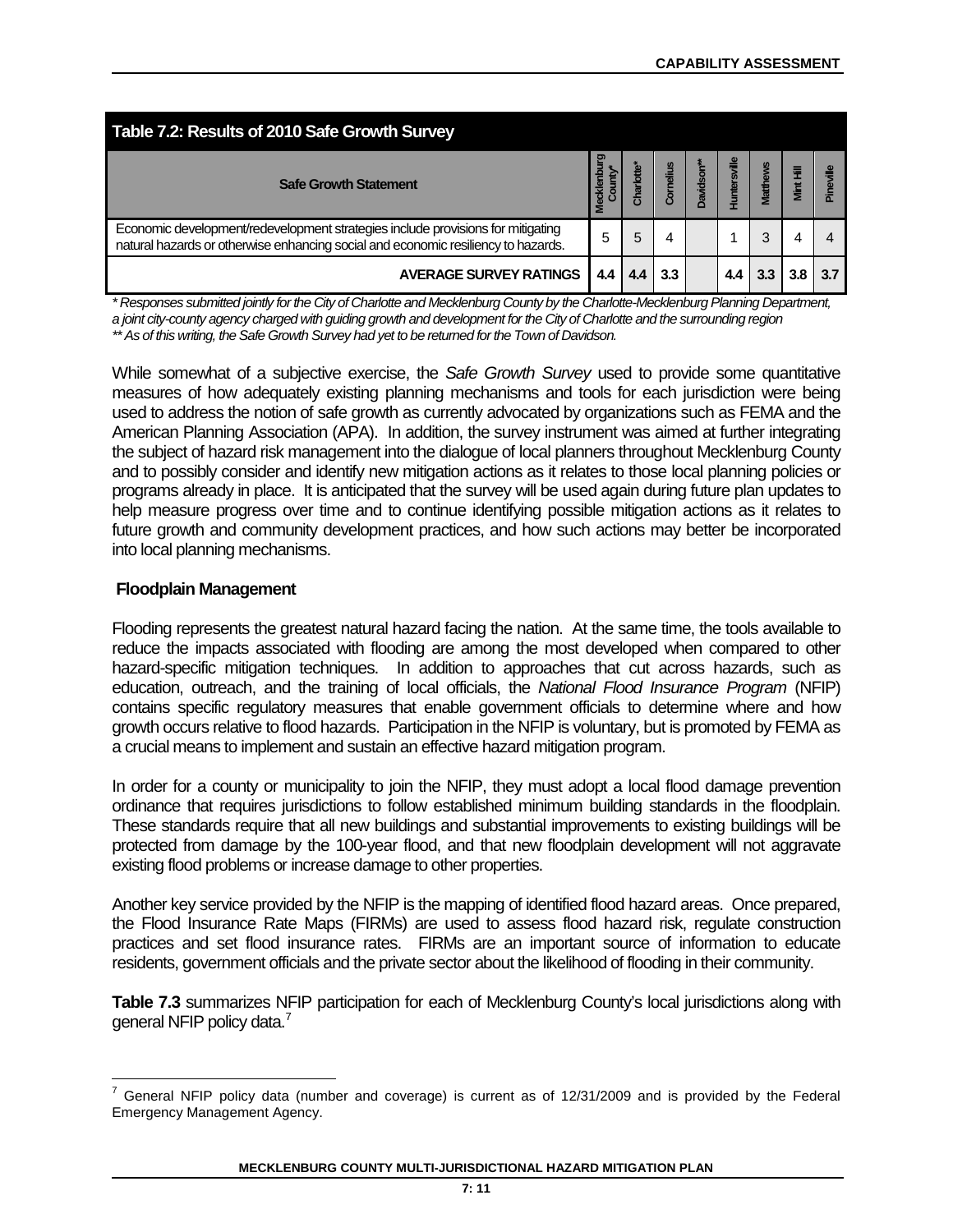**Table 7.2: Results of 2010 Safe Growth Survey**

| Safe Growth Statement | Mecklenburg County* | Charlotte* | Cornelius | Davidson** | Huntersville | Matthews | Mint Hill | Pineville |
|---|---|---|---|---|---|---|---|---|
| Economic development/redevelopment strategies include provisions for mitigating natural hazards or otherwise enhancing social and economic resiliency to hazards. | 5 | 5 | 4 | | 1 | 3 | 4 | 4 |
| **AVERAGE SURVEY RATINGS** | **4.4** | **4.4** | **3.3** | | **4.4** | **3.3** | **3.8** | **3.7** |

*\* Responses submitted jointly for the City of Charlotte and Mecklenburg County by the Charlotte-Mecklenburg Planning Department, a joint city-county agency charged with guiding growth and development for the City of Charlotte and the surrounding region*
*\*\* As of this writing, the Safe Growth Survey had yet to be returned for the Town of Davidson.*

While somewhat of a subjective exercise, the *Safe Growth Survey* used to provide some quantitative measures of how adequately existing planning mechanisms and tools for each jurisdiction were being used to address the notion of safe growth as currently advocated by organizations such as FEMA and the American Planning Association (APA). In addition, the survey instrument was aimed at further integrating the subject of hazard risk management into the dialogue of local planners throughout Mecklenburg County and to possibly consider and identify new mitigation actions as it relates to those local planning policies or programs already in place. It is anticipated that the survey will be used again during future plan updates to help measure progress over time and to continue identifying possible mitigation actions as it relates to future growth and community development practices, and how such actions may better be incorporated into local planning mechanisms.

### Floodplain Management

Flooding represents the greatest natural hazard facing the nation. At the same time, the tools available to reduce the impacts associated with flooding are among the most developed when compared to other hazard-specific mitigation techniques. In addition to approaches that cut across hazards, such as education, outreach, and the training of local officials, the *National Flood Insurance Program* (NFIP) contains specific regulatory measures that enable government officials to determine where and how growth occurs relative to flood hazards. Participation in the NFIP is voluntary, but is promoted by FEMA as a crucial means to implement and sustain an effective hazard mitigation program.

In order for a county or municipality to join the NFIP, they must adopt a local flood damage prevention ordinance that requires jurisdictions to follow established minimum building standards in the floodplain. These standards require that all new buildings and substantial improvements to existing buildings will be protected from damage by the 100-year flood, and that new floodplain development will not aggravate existing flood problems or increase damage to other properties.

Another key service provided by the NFIP is the mapping of identified flood hazard areas. Once prepared, the Flood Insurance Rate Maps (FIRMs) are used to assess flood hazard risk, regulate construction practices and set flood insurance rates. FIRMs are an important source of information to educate residents, government officials and the private sector about the likelihood of flooding in their community.

**Table 7.3** summarizes NFIP participation for each of Mecklenburg County's local jurisdictions along with general NFIP policy data.[7]

[7] General NFIP policy data (number and coverage) is current as of 12/31/2009 and is provided by the Federal Emergency Management Agency.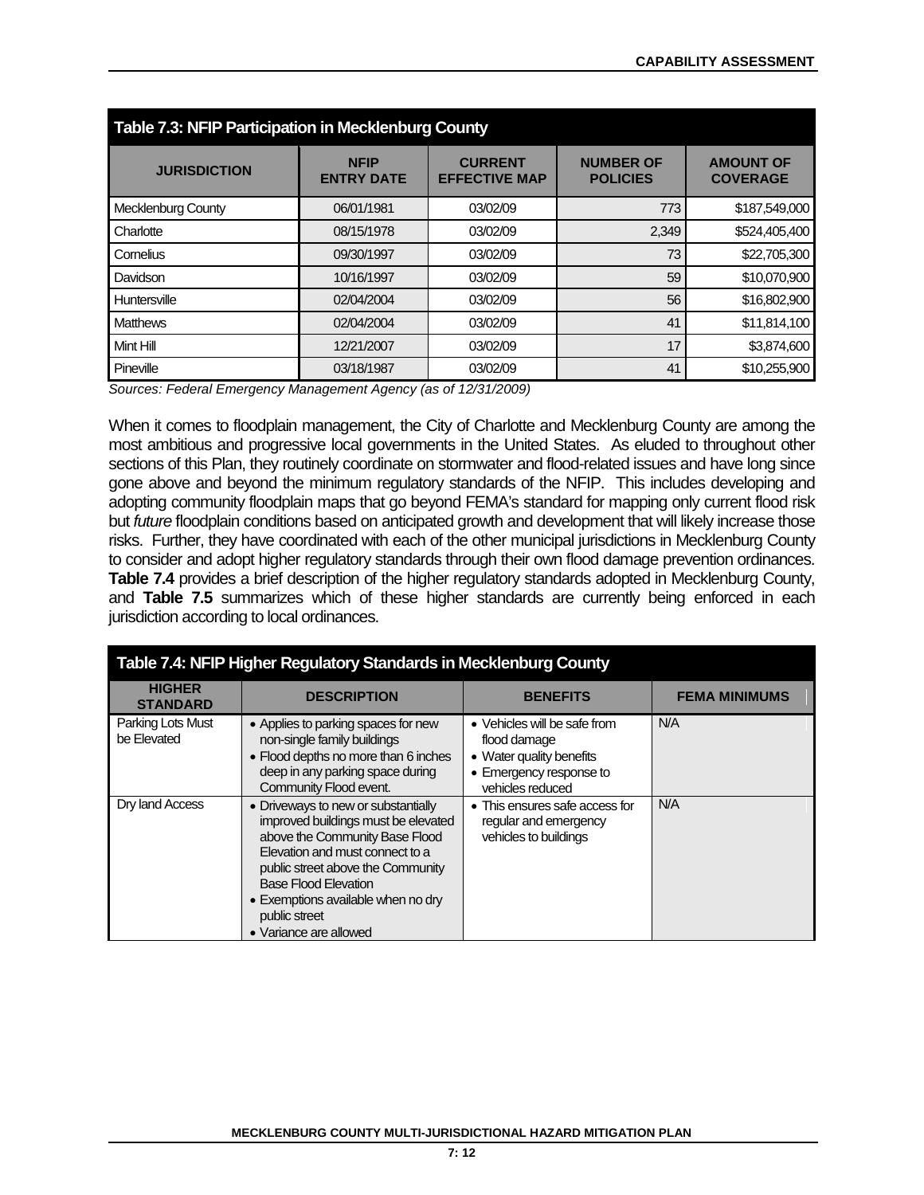**Table 7.3: NFIP Participation in Mecklenburg County**

| JURISDICTION | NFIP ENTRY DATE | CURRENT EFFECTIVE MAP | NUMBER OF POLICIES | AMOUNT OF COVERAGE |
|---|---|---|---|---|
| Mecklenburg County | 06/01/1981 | 03/02/09 | 773 | $187,549,000 |
| Charlotte | 08/15/1978 | 03/02/09 | 2,349 | $524,405,400 |
| Cornelius | 09/30/1997 | 03/02/09 | 73 | $22,705,300 |
| Davidson | 10/16/1997 | 03/02/09 | 59 | $10,070,900 |
| Huntersville | 02/04/2004 | 03/02/09 | 56 | $16,802,900 |
| Matthews | 02/04/2004 | 03/02/09 | 41 | $11,814,100 |
| Mint Hill | 12/21/2007 | 03/02/09 | 17 | $3,874,600 |
| Pineville | 03/18/1987 | 03/02/09 | 41 | $10,255,900 |

*Sources: Federal Emergency Management Agency (as of 12/31/2009)*

When it comes to floodplain management, the City of Charlotte and Mecklenburg County are among the most ambitious and progressive local governments in the United States. As eluded to throughout other sections of this Plan, they routinely coordinate on stormwater and flood-related issues and have long since gone above and beyond the minimum regulatory standards of the NFIP. This includes developing and adopting community floodplain maps that go beyond FEMA's standard for mapping only current flood risk but *future* floodplain conditions based on anticipated growth and development that will likely increase those risks. Further, they have coordinated with each of the other municipal jurisdictions in Mecklenburg County to consider and adopt higher regulatory standards through their own flood damage prevention ordinances. **Table 7.4** provides a brief description of the higher regulatory standards adopted in Mecklenburg County, and **Table 7.5** summarizes which of these higher standards are currently being enforced in each jurisdiction according to local ordinances.

**Table 7.4: NFIP Higher Regulatory Standards in Mecklenburg County**

| HIGHER STANDARD | DESCRIPTION | BENEFITS | FEMA MINIMUMS |
|---|---|---|---|
| Parking Lots Must be Elevated | • Applies to parking spaces for new non-single family buildings<br>• Flood depths no more than 6 inches deep in any parking space during Community Flood event. | • Vehicles will be safe from flood damage<br>• Water quality benefits<br>• Emergency response to vehicles reduced | N/A |
| Dry land Access | • Driveways to new or substantially improved buildings must be elevated above the Community Base Flood Elevation and must connect to a public street above the Community Base Flood Elevation<br>• Exemptions available when no dry public street<br>• Variance are allowed | • This ensures safe access for regular and emergency vehicles to buildings | N/A |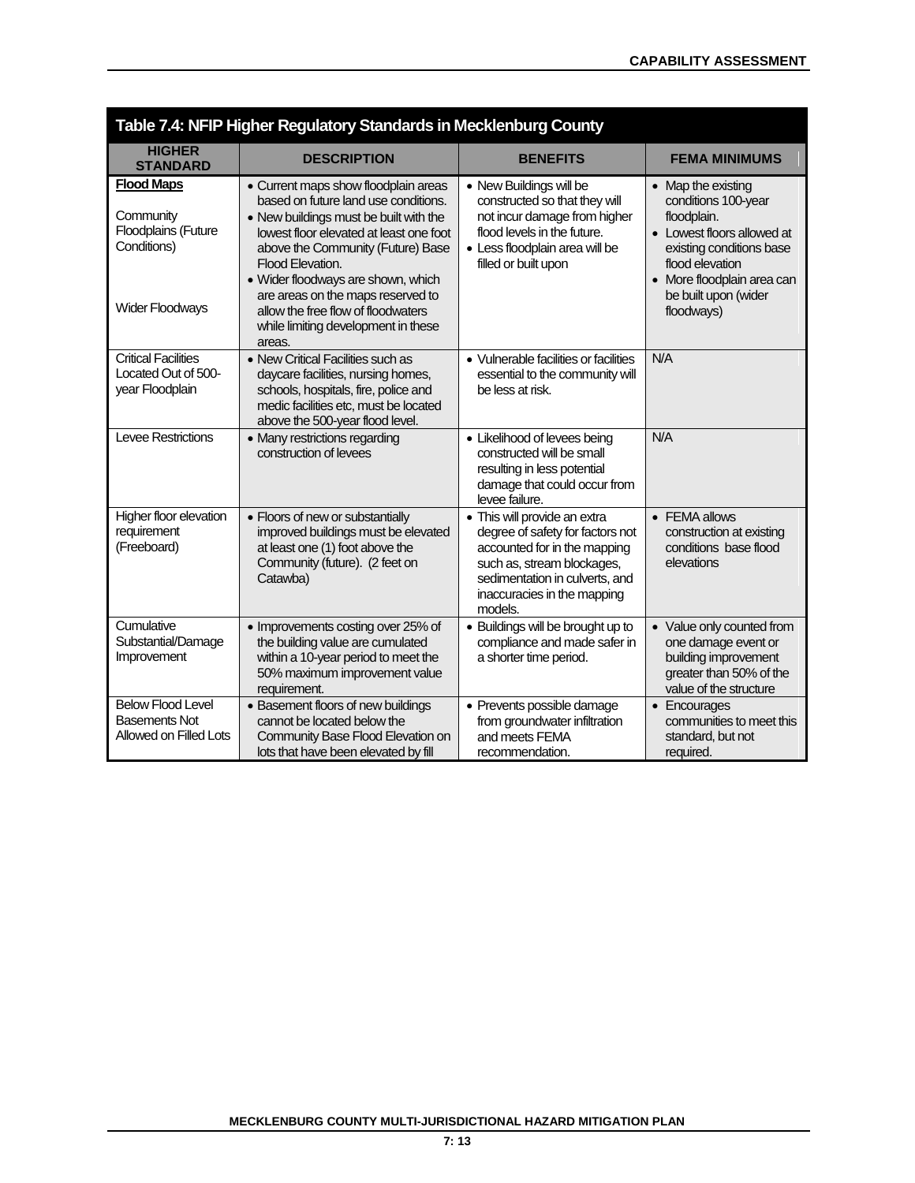**Table 7.4: NFIP Higher Regulatory Standards in Mecklenburg County**

| HIGHER STANDARD | DESCRIPTION | BENEFITS | FEMA MINIMUMS |
|---|---|---|---|
| **Flood Maps**<br><br>Community Floodplains (Future Conditions)<br><br>Wider Floodways | • Current maps show floodplain areas based on future land use conditions.<br>• New buildings must be built with the lowest floor elevated at least one foot above the Community (Future) Base Flood Elevation.<br>• Wider floodways are shown, which are areas on the maps reserved to allow the free flow of floodwaters while limiting development in these areas. | • New Buildings will be constructed so that they will not incur damage from higher flood levels in the future.<br>• Less floodplain area will be filled or built upon | • Map the existing conditions 100-year floodplain.<br>• Lowest floors allowed at existing conditions base flood elevation<br>• More floodplain area can be built upon (wider floodways) |
| Critical Facilities Located Out of 500-year Floodplain | • New Critical Facilities such as daycare facilities, nursing homes, schools, hospitals, fire, police and medic facilities etc, must be located above the 500-year flood level. | • Vulnerable facilities or facilities essential to the community will be less at risk. | N/A |
| Levee Restrictions | • Many restrictions regarding construction of levees | • Likelihood of levees being constructed will be small resulting in less potential damage that could occur from levee failure. | N/A |
| Higher floor elevation requirement (Freeboard) | • Floors of new or substantially improved buildings must be elevated at least one (1) foot above the Community (future). (2 feet on Catawba) | • This will provide an extra degree of safety for factors not accounted for in the mapping such as, stream blockages, sedimentation in culverts, and inaccuracies in the mapping models. | • FEMA allows construction at existing conditions base flood elevations |
| Cumulative Substantial/Damage Improvement | • Improvements costing over 25% of the building value are cumulated within a 10-year period to meet the 50% maximum improvement value requirement. | • Buildings will be brought up to compliance and made safer in a shorter time period. | • Value only counted from one damage event or building improvement greater than 50% of the value of the structure |
| Below Flood Level Basements Not Allowed on Filled Lots | • Basement floors of new buildings cannot be located below the Community Base Flood Elevation on lots that have been elevated by fill | • Prevents possible damage from groundwater infiltration and meets FEMA recommendation. | • Encourages communities to meet this standard, but not required. |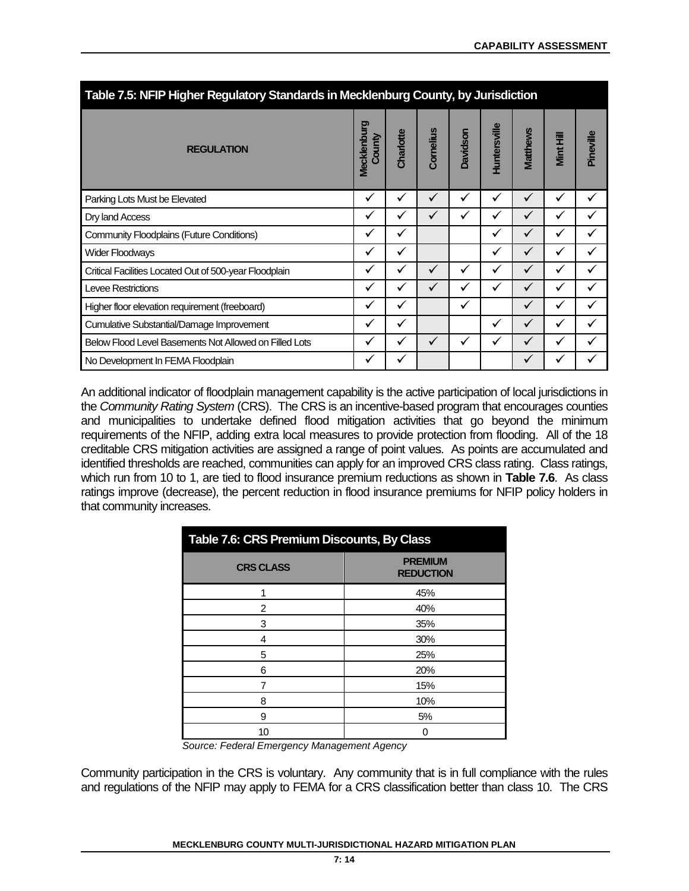**Table 7.5: NFIP Higher Regulatory Standards in Mecklenburg County, by Jurisdiction**

| REGULATION | Mecklenburg County | Charlotte | Cornelius | Davidson | Huntersville | Matthews | Mint Hill | Pineville |
|---|---|---|---|---|---|---|---|---|
| Parking Lots Must be Elevated | ✓ | ✓ | ✓ | ✓ | ✓ | ✓ | ✓ | ✓ |
| Dry land Access | ✓ | ✓ | ✓ | ✓ | ✓ | ✓ | ✓ | ✓ |
| Community Floodplains (Future Conditions) | ✓ | ✓ | | | ✓ | ✓ | ✓ | ✓ |
| Wider Floodways | ✓ | ✓ | | | ✓ | ✓ | ✓ | ✓ |
| Critical Facilities Located Out of 500-year Floodplain | ✓ | ✓ | ✓ | ✓ | ✓ | ✓ | ✓ | ✓ |
| Levee Restrictions | ✓ | ✓ | ✓ | ✓ | ✓ | ✓ | ✓ | ✓ |
| Higher floor elevation requirement (freeboard) | ✓ | ✓ | | ✓ | | ✓ | ✓ | ✓ |
| Cumulative Substantial/Damage Improvement | ✓ | ✓ | | | ✓ | ✓ | ✓ | ✓ |
| Below Flood Level Basements Not Allowed on Filled Lots | ✓ | ✓ | ✓ | ✓ | ✓ | ✓ | ✓ | ✓ |
| No Development In FEMA Floodplain | ✓ | ✓ | | | | ✓ | ✓ | ✓ |

An additional indicator of floodplain management capability is the active participation of local jurisdictions in the *Community Rating System* (CRS). The CRS is an incentive-based program that encourages counties and municipalities to undertake defined flood mitigation activities that go beyond the minimum requirements of the NFIP, adding extra local measures to provide protection from flooding. All of the 18 creditable CRS mitigation activities are assigned a range of point values. As points are accumulated and identified thresholds are reached, communities can apply for an improved CRS class rating. Class ratings, which run from 10 to 1, are tied to flood insurance premium reductions as shown in **Table 7.6**. As class ratings improve (decrease), the percent reduction in flood insurance premiums for NFIP policy holders in that community increases.

**Table 7.6: CRS Premium Discounts, By Class**

| CRS CLASS | PREMIUM REDUCTION |
|---|---|
| 1 | 45% |
| 2 | 40% |
| 3 | 35% |
| 4 | 30% |
| 5 | 25% |
| 6 | 20% |
| 7 | 15% |
| 8 | 10% |
| 9 | 5% |
| 10 | 0 |

*Source: Federal Emergency Management Agency*

Community participation in the CRS is voluntary. Any community that is in full compliance with the rules and regulations of the NFIP may apply to FEMA for a CRS classification better than class 10. The CRS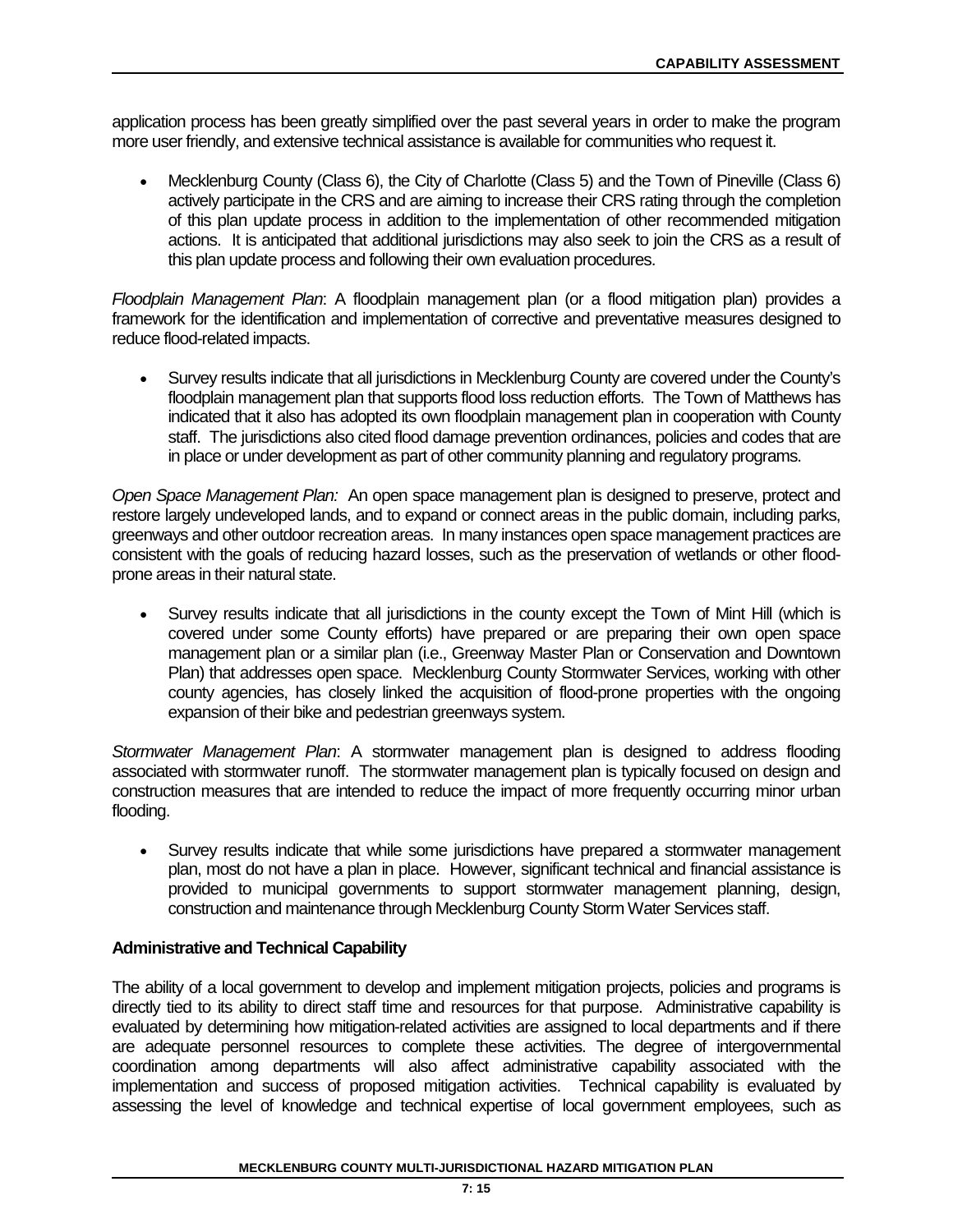application process has been greatly simplified over the past several years in order to make the program more user friendly, and extensive technical assistance is available for communities who request it.

- Mecklenburg County (Class 6), the City of Charlotte (Class 5) and the Town of Pineville (Class 6) actively participate in the CRS and are aiming to increase their CRS rating through the completion of this plan update process in addition to the implementation of other recommended mitigation actions. It is anticipated that additional jurisdictions may also seek to join the CRS as a result of this plan update process and following their own evaluation procedures.

*Floodplain Management Plan*: A floodplain management plan (or a flood mitigation plan) provides a framework for the identification and implementation of corrective and preventative measures designed to reduce flood-related impacts.

- Survey results indicate that all jurisdictions in Mecklenburg County are covered under the County's floodplain management plan that supports flood loss reduction efforts. The Town of Matthews has indicated that it also has adopted its own floodplain management plan in cooperation with County staff. The jurisdictions also cited flood damage prevention ordinances, policies and codes that are in place or under development as part of other community planning and regulatory programs.

*Open Space Management Plan:* An open space management plan is designed to preserve, protect and restore largely undeveloped lands, and to expand or connect areas in the public domain, including parks, greenways and other outdoor recreation areas. In many instances open space management practices are consistent with the goals of reducing hazard losses, such as the preservation of wetlands or other flood-prone areas in their natural state.

- Survey results indicate that all jurisdictions in the county except the Town of Mint Hill (which is covered under some County efforts) have prepared or are preparing their own open space management plan or a similar plan (i.e., Greenway Master Plan or Conservation and Downtown Plan) that addresses open space. Mecklenburg County Stormwater Services, working with other county agencies, has closely linked the acquisition of flood-prone properties with the ongoing expansion of their bike and pedestrian greenways system.

*Stormwater Management Plan*: A stormwater management plan is designed to address flooding associated with stormwater runoff. The stormwater management plan is typically focused on design and construction measures that are intended to reduce the impact of more frequently occurring minor urban flooding.

- Survey results indicate that while some jurisdictions have prepared a stormwater management plan, most do not have a plan in place. However, significant technical and financial assistance is provided to municipal governments to support stormwater management planning, design, construction and maintenance through Mecklenburg County Storm Water Services staff.

## Administrative and Technical Capability

The ability of a local government to develop and implement mitigation projects, policies and programs is directly tied to its ability to direct staff time and resources for that purpose. Administrative capability is evaluated by determining how mitigation-related activities are assigned to local departments and if there are adequate personnel resources to complete these activities. The degree of intergovernmental coordination among departments will also affect administrative capability associated with the implementation and success of proposed mitigation activities. Technical capability is evaluated by assessing the level of knowledge and technical expertise of local government employees, such as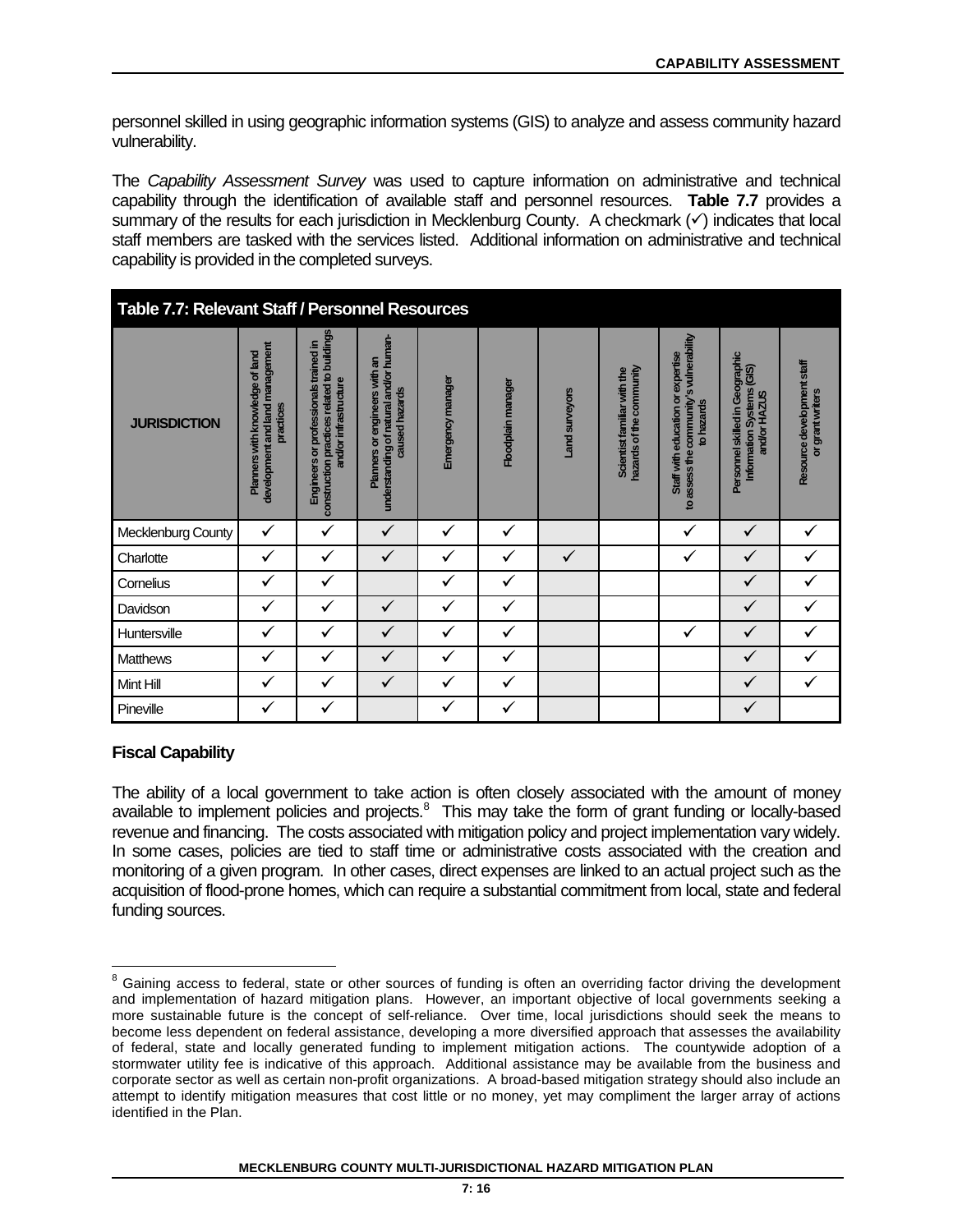personnel skilled in using geographic information systems (GIS) to analyze and assess community hazard vulnerability.

The *Capability Assessment Survey* was used to capture information on administrative and technical capability through the identification of available staff and personnel resources. **Table 7.7** provides a summary of the results for each jurisdiction in Mecklenburg County. A checkmark (✓) indicates that local staff members are tasked with the services listed. Additional information on administrative and technical capability is provided in the completed surveys.

**Table 7.7: Relevant Staff / Personnel Resources**

| JURISDICTION | Planners with knowledge of land development and land management practices | Engineers or professionals trained in construction practices related to buildings and/or infrastructure | Planners or engineers with an understanding of natural and/or human-caused hazards | Emergency manager | Floodplain manager | Land surveyors | Scientist familiar with the hazards of the community | Staff with education or expertise to assess the community's vulnerability to hazards | Personnel skilled in Geographic Information Systems (GIS) and/or HAZUS | Resource development staff or grant writers |
|---|---|---|---|---|---|---|---|---|---|---|
| Mecklenburg County | ✓ | ✓ | ✓ | ✓ | ✓ | | | ✓ | ✓ | ✓ |
| Charlotte | ✓ | ✓ | ✓ | ✓ | ✓ | ✓ | | ✓ | ✓ | ✓ |
| Cornelius | ✓ | ✓ | | ✓ | ✓ | | | | ✓ | ✓ |
| Davidson | ✓ | ✓ | ✓ | ✓ | ✓ | | | | ✓ | ✓ |
| Huntersville | ✓ | ✓ | ✓ | ✓ | ✓ | | | ✓ | ✓ | ✓ |
| Matthews | ✓ | ✓ | ✓ | ✓ | ✓ | | | | ✓ | ✓ |
| Mint Hill | ✓ | ✓ | ✓ | ✓ | ✓ | | | | ✓ | ✓ |
| Pineville | ✓ | ✓ | | ✓ | ✓ | | | | ✓ | |

### Fiscal Capability

The ability of a local government to take action is often closely associated with the amount of money available to implement policies and projects.[8] This may take the form of grant funding or locally-based revenue and financing. The costs associated with mitigation policy and project implementation vary widely. In some cases, policies are tied to staff time or administrative costs associated with the creation and monitoring of a given program. In other cases, direct expenses are linked to an actual project such as the acquisition of flood-prone homes, which can require a substantial commitment from local, state and federal funding sources.

[8] Gaining access to federal, state or other sources of funding is often an overriding factor driving the development and implementation of hazard mitigation plans. However, an important objective of local governments seeking a more sustainable future is the concept of self-reliance. Over time, local jurisdictions should seek the means to become less dependent on federal assistance, developing a more diversified approach that assesses the availability of federal, state and locally generated funding to implement mitigation actions. The countywide adoption of a stormwater utility fee is indicative of this approach. Additional assistance may be available from the business and corporate sector as well as certain non-profit organizations. A broad-based mitigation strategy should also include an attempt to identify mitigation measures that cost little or no money, yet may compliment the larger array of actions identified in the Plan.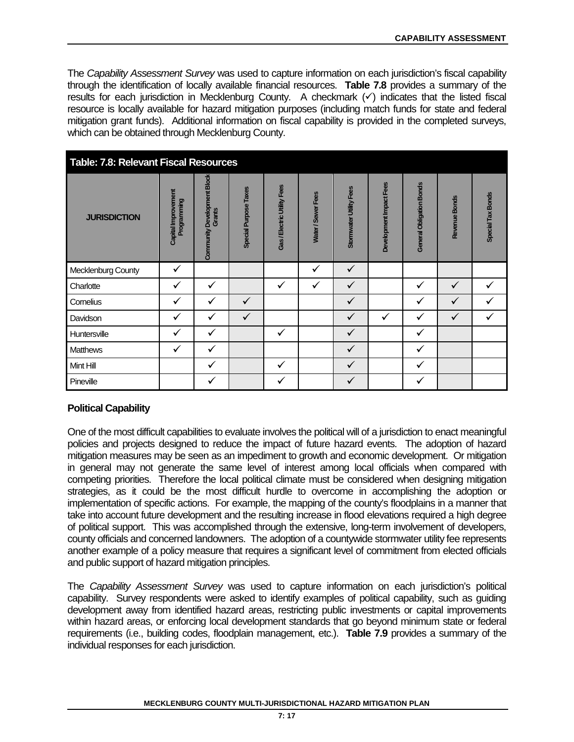The *Capability Assessment Survey* was used to capture information on each jurisdiction's fiscal capability through the identification of locally available financial resources. **Table 7.8** provides a summary of the results for each jurisdiction in Mecklenburg County. A checkmark (✓) indicates that the listed fiscal resource is locally available for hazard mitigation purposes (including match funds for state and federal mitigation grant funds). Additional information on fiscal capability is provided in the completed surveys, which can be obtained through Mecklenburg County.

**Table: 7.8: Relevant Fiscal Resources**

| JURISDICTION | Capital Improvement Programming | Community Development Block Grants | Special Purpose Taxes | Gas / Electric Utility Fees | Water / Sewer Fees | Stormwater Utility Fees | Development Impact Fees | General Obligation Bonds | Revenue Bonds | Special Tax Bonds |
|---|---|---|---|---|---|---|---|---|---|---|
| Mecklenburg County | ✓ | | | | ✓ | ✓ | | | | |
| Charlotte | ✓ | ✓ | | ✓ | ✓ | ✓ | | ✓ | ✓ | ✓ |
| Cornelius | ✓ | ✓ | ✓ | | | ✓ | | ✓ | ✓ | ✓ |
| Davidson | ✓ | ✓ | ✓ | | | ✓ | ✓ | ✓ | ✓ | ✓ |
| Huntersville | ✓ | ✓ | | ✓ | | ✓ | | ✓ | | |
| Matthews | ✓ | ✓ | | | | ✓ | | ✓ | | |
| Mint Hill | | ✓ | | ✓ | | ✓ | | ✓ | | |
| Pineville | | ✓ | | ✓ | | ✓ | | ✓ | | |

**Political Capability**

One of the most difficult capabilities to evaluate involves the political will of a jurisdiction to enact meaningful policies and projects designed to reduce the impact of future hazard events. The adoption of hazard mitigation measures may be seen as an impediment to growth and economic development. Or mitigation in general may not generate the same level of interest among local officials when compared with competing priorities. Therefore the local political climate must be considered when designing mitigation strategies, as it could be the most difficult hurdle to overcome in accomplishing the adoption or implementation of specific actions. For example, the mapping of the county's floodplains in a manner that take into account future development and the resulting increase in flood elevations required a high degree of political support. This was accomplished through the extensive, long-term involvement of developers, county officials and concerned landowners. The adoption of a countywide stormwater utility fee represents another example of a policy measure that requires a significant level of commitment from elected officials and public support of hazard mitigation principles.

The *Capability Assessment Survey* was used to capture information on each jurisdiction's political capability. Survey respondents were asked to identify examples of political capability, such as guiding development away from identified hazard areas, restricting public investments or capital improvements within hazard areas, or enforcing local development standards that go beyond minimum state or federal requirements (i.e., building codes, floodplain management, etc.). **Table 7.9** provides a summary of the individual responses for each jurisdiction.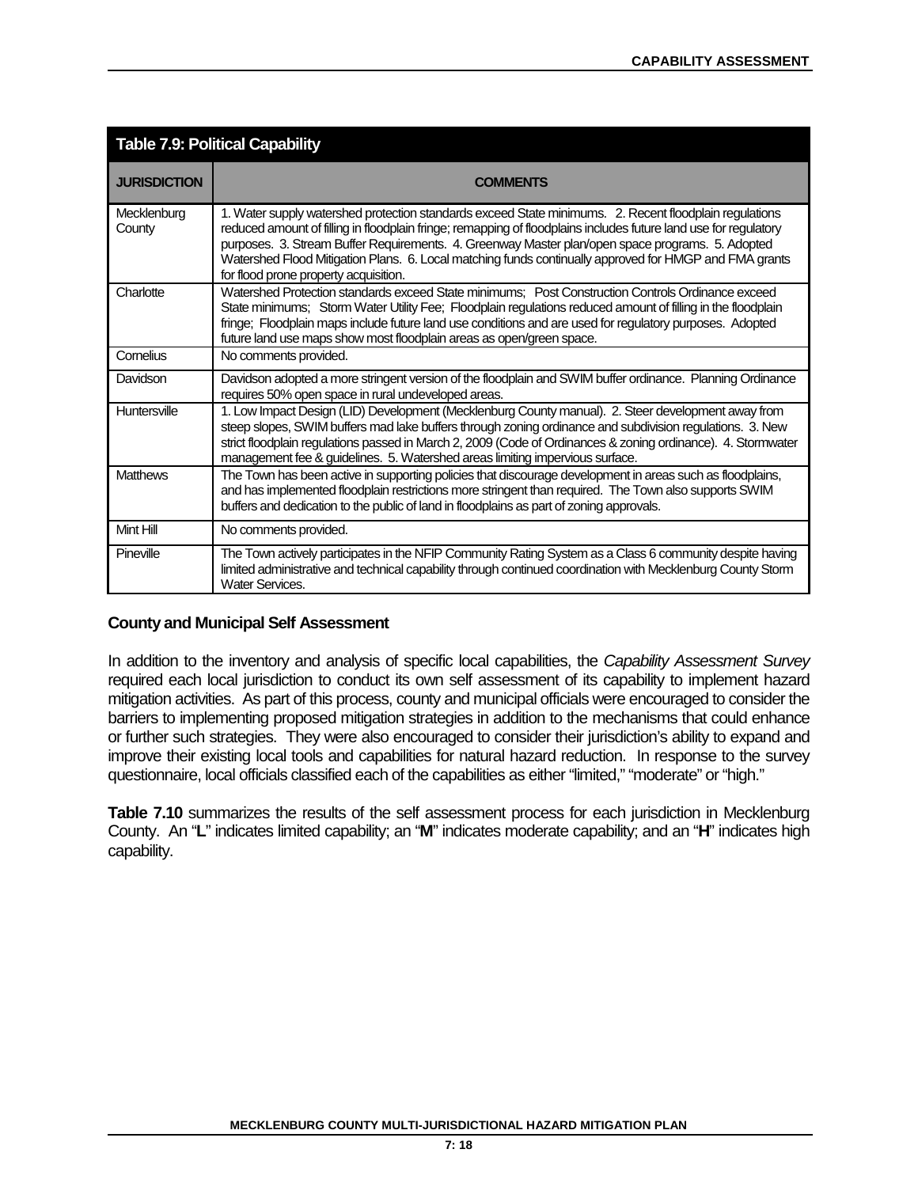**Table 7.9: Political Capability**

| JURISDICTION | COMMENTS |
|---|---|
| Mecklenburg County | 1. Water supply watershed protection standards exceed State minimums. 2. Recent floodplain regulations reduced amount of filling in floodplain fringe; remapping of floodplains includes future land use for regulatory purposes. 3. Stream Buffer Requirements. 4. Greenway Master plan/open space programs. 5. Adopted Watershed Flood Mitigation Plans. 6. Local matching funds continually approved for HMGP and FMA grants for flood prone property acquisition. |
| Charlotte | Watershed Protection standards exceed State minimums; Post Construction Controls Ordinance exceed State minimums; Storm Water Utility Fee; Floodplain regulations reduced amount of filling in the floodplain fringe; Floodplain maps include future land use conditions and are used for regulatory purposes. Adopted future land use maps show most floodplain areas as open/green space. |
| Cornelius | No comments provided. |
| Davidson | Davidson adopted a more stringent version of the floodplain and SWIM buffer ordinance. Planning Ordinance requires 50% open space in rural undeveloped areas. |
| Huntersville | 1. Low Impact Design (LID) Development (Mecklenburg County manual). 2. Steer development away from steep slopes, SWIM buffers mad lake buffers through zoning ordinance and subdivision regulations. 3. New strict floodplain regulations passed in March 2, 2009 (Code of Ordinances & zoning ordinance). 4. Stormwater management fee & guidelines. 5. Watershed areas limiting impervious surface. |
| Matthews | The Town has been active in supporting policies that discourage development in areas such as floodplains, and has implemented floodplain restrictions more stringent than required. The Town also supports SWIM buffers and dedication to the public of land in floodplains as part of zoning approvals. |
| Mint Hill | No comments provided. |
| Pineville | The Town actively participates in the NFIP Community Rating System as a Class 6 community despite having limited administrative and technical capability through continued coordination with Mecklenburg County Storm Water Services. |

### County and Municipal Self Assessment

In addition to the inventory and analysis of specific local capabilities, the *Capability Assessment Survey* required each local jurisdiction to conduct its own self assessment of its capability to implement hazard mitigation activities. As part of this process, county and municipal officials were encouraged to consider the barriers to implementing proposed mitigation strategies in addition to the mechanisms that could enhance or further such strategies. They were also encouraged to consider their jurisdiction's ability to expand and improve their existing local tools and capabilities for natural hazard reduction. In response to the survey questionnaire, local officials classified each of the capabilities as either "limited," "moderate" or "high."

**Table 7.10** summarizes the results of the self assessment process for each jurisdiction in Mecklenburg County. An "**L**" indicates limited capability; an "**M**" indicates moderate capability; and an "**H**" indicates high capability.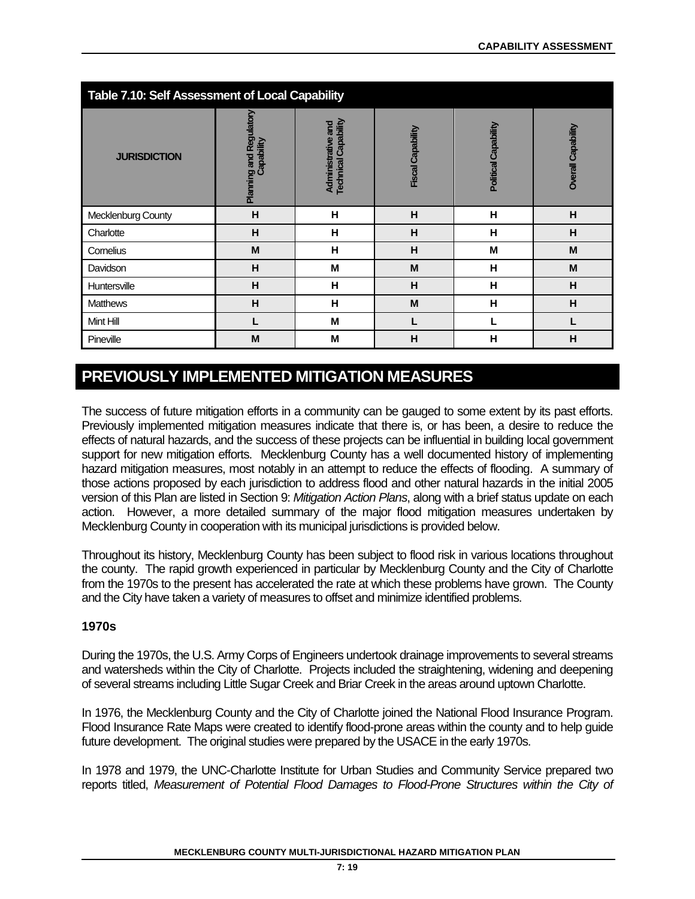**Table 7.10: Self Assessment of Local Capability**

| JURISDICTION | Planning and Regulatory Capability | Administrative and Technical Capability | Fiscal Capability | Political Capability | Overall Capability |
|---|---|---|---|---|---|
| Mecklenburg County | H | H | H | H | H |
| Charlotte | H | H | H | H | H |
| Cornelius | M | H | H | M | M |
| Davidson | H | M | M | H | M |
| Huntersville | H | H | H | H | H |
| Matthews | H | H | M | H | H |
| Mint Hill | L | M | L | L | L |
| Pineville | M | M | H | H | H |

# PREVIOUSLY IMPLEMENTED MITIGATION MEASURES

The success of future mitigation efforts in a community can be gauged to some extent by its past efforts. Previously implemented mitigation measures indicate that there is, or has been, a desire to reduce the effects of natural hazards, and the success of these projects can be influential in building local government support for new mitigation efforts. Mecklenburg County has a well documented history of implementing hazard mitigation measures, most notably in an attempt to reduce the effects of flooding. A summary of those actions proposed by each jurisdiction to address flood and other natural hazards in the initial 2005 version of this Plan are listed in Section 9: *Mitigation Action Plans*, along with a brief status update on each action. However, a more detailed summary of the major flood mitigation measures undertaken by Mecklenburg County in cooperation with its municipal jurisdictions is provided below.

Throughout its history, Mecklenburg County has been subject to flood risk in various locations throughout the county. The rapid growth experienced in particular by Mecklenburg County and the City of Charlotte from the 1970s to the present has accelerated the rate at which these problems have grown. The County and the City have taken a variety of measures to offset and minimize identified problems.

### 1970s

During the 1970s, the U.S. Army Corps of Engineers undertook drainage improvements to several streams and watersheds within the City of Charlotte. Projects included the straightening, widening and deepening of several streams including Little Sugar Creek and Briar Creek in the areas around uptown Charlotte.

In 1976, the Mecklenburg County and the City of Charlotte joined the National Flood Insurance Program. Flood Insurance Rate Maps were created to identify flood-prone areas within the county and to help guide future development. The original studies were prepared by the USACE in the early 1970s.

In 1978 and 1979, the UNC-Charlotte Institute for Urban Studies and Community Service prepared two reports titled, *Measurement of Potential Flood Damages to Flood-Prone Structures within the City of*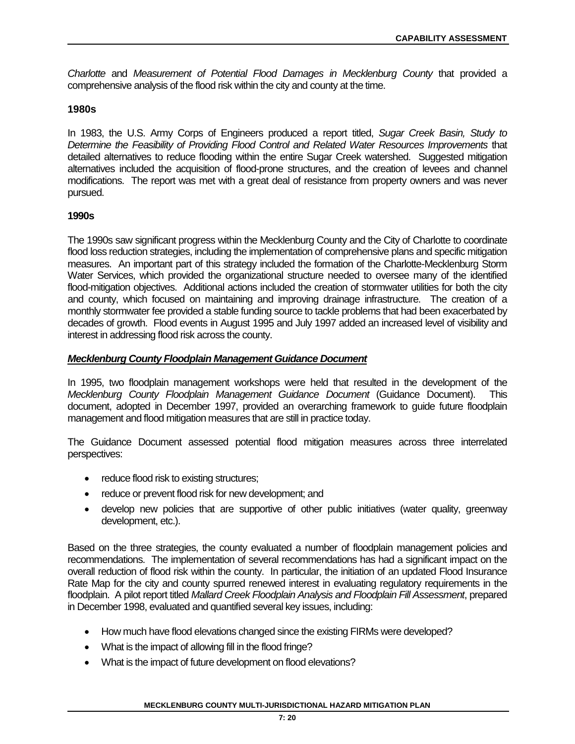*Charlotte* and *Measurement of Potential Flood Damages in Mecklenburg County* that provided a comprehensive analysis of the flood risk within the city and county at the time.

### 1980s

In 1983, the U.S. Army Corps of Engineers produced a report titled, *Sugar Creek Basin, Study to Determine the Feasibility of Providing Flood Control and Related Water Resources Improvements* that detailed alternatives to reduce flooding within the entire Sugar Creek watershed. Suggested mitigation alternatives included the acquisition of flood-prone structures, and the creation of levees and channel modifications. The report was met with a great deal of resistance from property owners and was never pursued.

### 1990s

The 1990s saw significant progress within the Mecklenburg County and the City of Charlotte to coordinate flood loss reduction strategies, including the implementation of comprehensive plans and specific mitigation measures. An important part of this strategy included the formation of the Charlotte-Mecklenburg Storm Water Services, which provided the organizational structure needed to oversee many of the identified flood-mitigation objectives. Additional actions included the creation of stormwater utilities for both the city and county, which focused on maintaining and improving drainage infrastructure. The creation of a monthly stormwater fee provided a stable funding source to tackle problems that had been exacerbated by decades of growth. Flood events in August 1995 and July 1997 added an increased level of visibility and interest in addressing flood risk across the county.

#### ***Mecklenburg County Floodplain Management Guidance Document***

In 1995, two floodplain management workshops were held that resulted in the development of the *Mecklenburg County Floodplain Management Guidance Document* (Guidance Document). This document, adopted in December 1997, provided an overarching framework to guide future floodplain management and flood mitigation measures that are still in practice today.

The Guidance Document assessed potential flood mitigation measures across three interrelated perspectives:

- reduce flood risk to existing structures;
- reduce or prevent flood risk for new development; and
- develop new policies that are supportive of other public initiatives (water quality, greenway development, etc.).

Based on the three strategies, the county evaluated a number of floodplain management policies and recommendations. The implementation of several recommendations has had a significant impact on the overall reduction of flood risk within the county. In particular, the initiation of an updated Flood Insurance Rate Map for the city and county spurred renewed interest in evaluating regulatory requirements in the floodplain. A pilot report titled *Mallard Creek Floodplain Analysis and Floodplain Fill Assessment*, prepared in December 1998, evaluated and quantified several key issues, including:

- How much have flood elevations changed since the existing FIRMs were developed?
- What is the impact of allowing fill in the flood fringe?
- What is the impact of future development on flood elevations?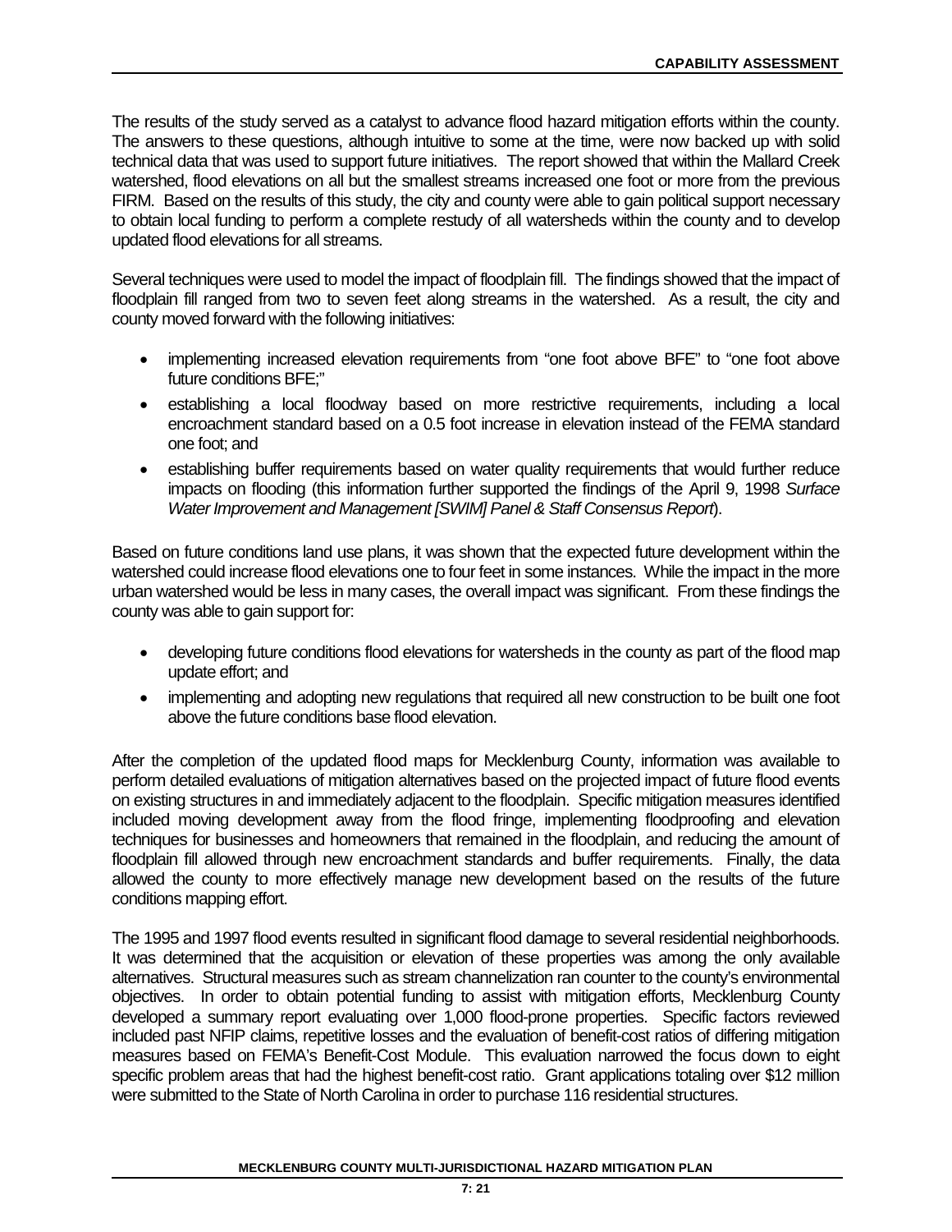The results of the study served as a catalyst to advance flood hazard mitigation efforts within the county. The answers to these questions, although intuitive to some at the time, were now backed up with solid technical data that was used to support future initiatives. The report showed that within the Mallard Creek watershed, flood elevations on all but the smallest streams increased one foot or more from the previous FIRM. Based on the results of this study, the city and county were able to gain political support necessary to obtain local funding to perform a complete restudy of all watersheds within the county and to develop updated flood elevations for all streams.

Several techniques were used to model the impact of floodplain fill. The findings showed that the impact of floodplain fill ranged from two to seven feet along streams in the watershed. As a result, the city and county moved forward with the following initiatives:

- implementing increased elevation requirements from "one foot above BFE" to "one foot above future conditions BFE;"
- establishing a local floodway based on more restrictive requirements, including a local encroachment standard based on a 0.5 foot increase in elevation instead of the FEMA standard one foot; and
- establishing buffer requirements based on water quality requirements that would further reduce impacts on flooding (this information further supported the findings of the April 9, 1998 *Surface Water Improvement and Management [SWIM] Panel & Staff Consensus Report*).

Based on future conditions land use plans, it was shown that the expected future development within the watershed could increase flood elevations one to four feet in some instances. While the impact in the more urban watershed would be less in many cases, the overall impact was significant. From these findings the county was able to gain support for:

- developing future conditions flood elevations for watersheds in the county as part of the flood map update effort; and
- implementing and adopting new regulations that required all new construction to be built one foot above the future conditions base flood elevation.

After the completion of the updated flood maps for Mecklenburg County, information was available to perform detailed evaluations of mitigation alternatives based on the projected impact of future flood events on existing structures in and immediately adjacent to the floodplain. Specific mitigation measures identified included moving development away from the flood fringe, implementing floodproofing and elevation techniques for businesses and homeowners that remained in the floodplain, and reducing the amount of floodplain fill allowed through new encroachment standards and buffer requirements. Finally, the data allowed the county to more effectively manage new development based on the results of the future conditions mapping effort.

The 1995 and 1997 flood events resulted in significant flood damage to several residential neighborhoods. It was determined that the acquisition or elevation of these properties was among the only available alternatives. Structural measures such as stream channelization ran counter to the county's environmental objectives. In order to obtain potential funding to assist with mitigation efforts, Mecklenburg County developed a summary report evaluating over 1,000 flood-prone properties. Specific factors reviewed included past NFIP claims, repetitive losses and the evaluation of benefit-cost ratios of differing mitigation measures based on FEMA's Benefit-Cost Module. This evaluation narrowed the focus down to eight specific problem areas that had the highest benefit-cost ratio. Grant applications totaling over $12 million were submitted to the State of North Carolina in order to purchase 116 residential structures.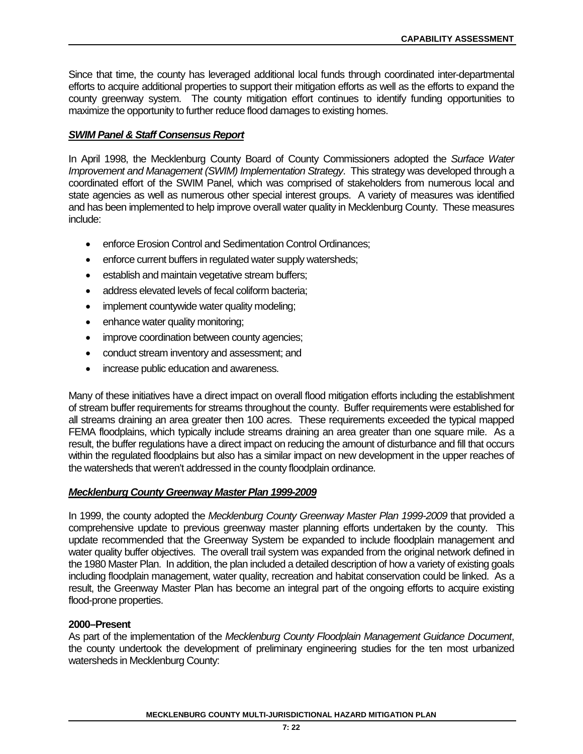Since that time, the county has leveraged additional local funds through coordinated inter-departmental efforts to acquire additional properties to support their mitigation efforts as well as the efforts to expand the county greenway system. The county mitigation effort continues to identify funding opportunities to maximize the opportunity to further reduce flood damages to existing homes.

***SWIM Panel & Staff Consensus Report***

In April 1998, the Mecklenburg County Board of County Commissioners adopted the *Surface Water Improvement and Management (SWIM) Implementation Strategy*. This strategy was developed through a coordinated effort of the SWIM Panel, which was comprised of stakeholders from numerous local and state agencies as well as numerous other special interest groups. A variety of measures was identified and has been implemented to help improve overall water quality in Mecklenburg County. These measures include:

- enforce Erosion Control and Sedimentation Control Ordinances;
- enforce current buffers in regulated water supply watersheds;
- establish and maintain vegetative stream buffers;
- address elevated levels of fecal coliform bacteria;
- implement countywide water quality modeling;
- enhance water quality monitoring;
- improve coordination between county agencies;
- conduct stream inventory and assessment; and
- increase public education and awareness.

Many of these initiatives have a direct impact on overall flood mitigation efforts including the establishment of stream buffer requirements for streams throughout the county. Buffer requirements were established for all streams draining an area greater then 100 acres. These requirements exceeded the typical mapped FEMA floodplains, which typically include streams draining an area greater than one square mile. As a result, the buffer regulations have a direct impact on reducing the amount of disturbance and fill that occurs within the regulated floodplains but also has a similar impact on new development in the upper reaches of the watersheds that weren't addressed in the county floodplain ordinance.

***Mecklenburg County Greenway Master Plan 1999-2009***

In 1999, the county adopted the *Mecklenburg County Greenway Master Plan 1999-2009* that provided a comprehensive update to previous greenway master planning efforts undertaken by the county. This update recommended that the Greenway System be expanded to include floodplain management and water quality buffer objectives. The overall trail system was expanded from the original network defined in the 1980 Master Plan. In addition, the plan included a detailed description of how a variety of existing goals including floodplain management, water quality, recreation and habitat conservation could be linked. As a result, the Greenway Master Plan has become an integral part of the ongoing efforts to acquire existing flood-prone properties.

**2000–Present**

As part of the implementation of the *Mecklenburg County Floodplain Management Guidance Document*, the county undertook the development of preliminary engineering studies for the ten most urbanized watersheds in Mecklenburg County: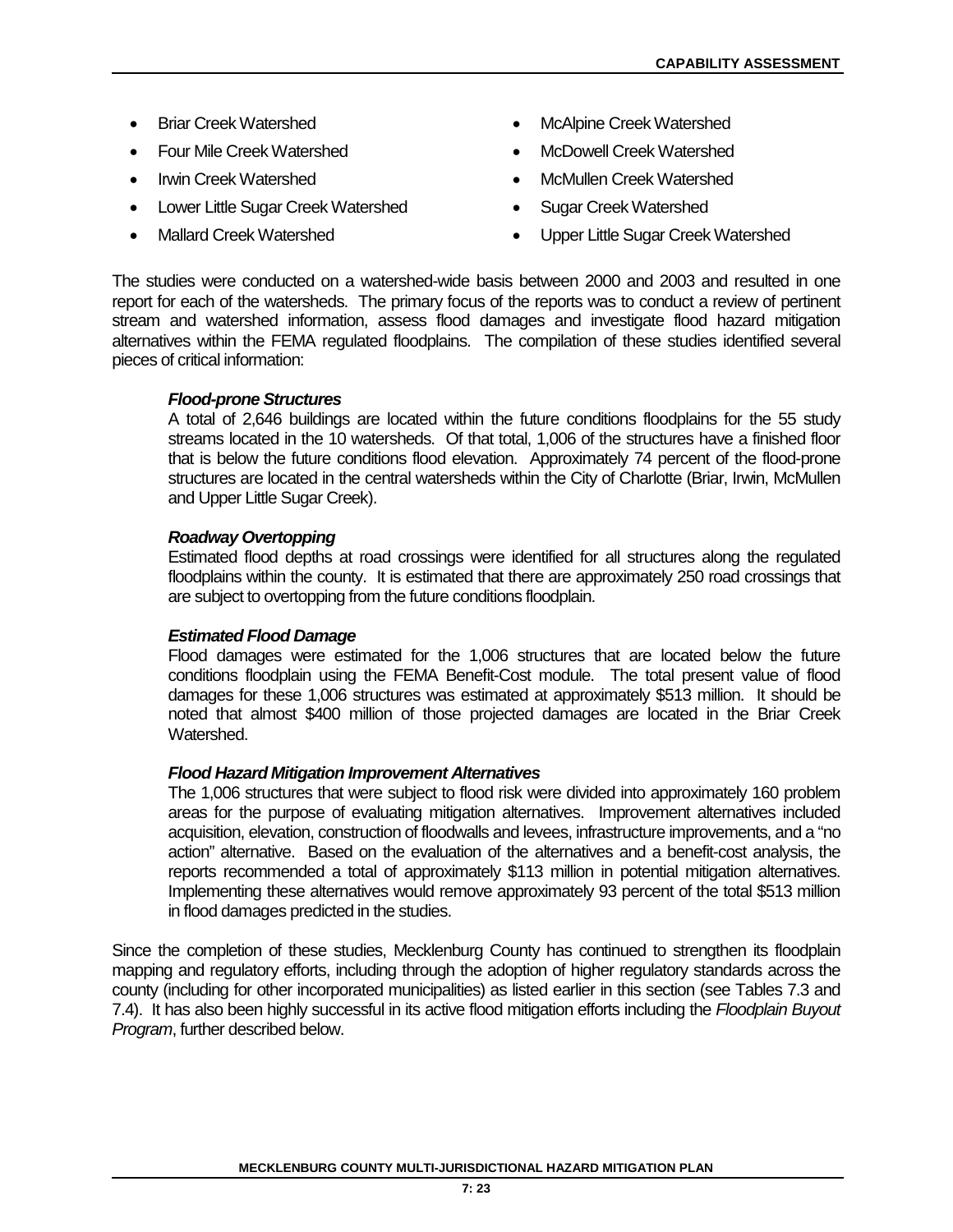- Briar Creek Watershed
- Four Mile Creek Watershed
- Irwin Creek Watershed
- Lower Little Sugar Creek Watershed
- Mallard Creek Watershed
- McAlpine Creek Watershed
- McDowell Creek Watershed
- McMullen Creek Watershed
- Sugar Creek Watershed
- Upper Little Sugar Creek Watershed

The studies were conducted on a watershed-wide basis between 2000 and 2003 and resulted in one report for each of the watersheds. The primary focus of the reports was to conduct a review of pertinent stream and watershed information, assess flood damages and investigate flood hazard mitigation alternatives within the FEMA regulated floodplains. The compilation of these studies identified several pieces of critical information:

***Flood-prone Structures***

A total of 2,646 buildings are located within the future conditions floodplains for the 55 study streams located in the 10 watersheds. Of that total, 1,006 of the structures have a finished floor that is below the future conditions flood elevation. Approximately 74 percent of the flood-prone structures are located in the central watersheds within the City of Charlotte (Briar, Irwin, McMullen and Upper Little Sugar Creek).

***Roadway Overtopping***

Estimated flood depths at road crossings were identified for all structures along the regulated floodplains within the county. It is estimated that there are approximately 250 road crossings that are subject to overtopping from the future conditions floodplain.

***Estimated Flood Damage***

Flood damages were estimated for the 1,006 structures that are located below the future conditions floodplain using the FEMA Benefit-Cost module. The total present value of flood damages for these 1,006 structures was estimated at approximately $513 million. It should be noted that almost $400 million of those projected damages are located in the Briar Creek Watershed.

***Flood Hazard Mitigation Improvement Alternatives***

The 1,006 structures that were subject to flood risk were divided into approximately 160 problem areas for the purpose of evaluating mitigation alternatives. Improvement alternatives included acquisition, elevation, construction of floodwalls and levees, infrastructure improvements, and a "no action" alternative. Based on the evaluation of the alternatives and a benefit-cost analysis, the reports recommended a total of approximately $113 million in potential mitigation alternatives. Implementing these alternatives would remove approximately 93 percent of the total $513 million in flood damages predicted in the studies.

Since the completion of these studies, Mecklenburg County has continued to strengthen its floodplain mapping and regulatory efforts, including through the adoption of higher regulatory standards across the county (including for other incorporated municipalities) as listed earlier in this section (see Tables 7.3 and 7.4). It has also been highly successful in its active flood mitigation efforts including the *Floodplain Buyout Program*, further described below.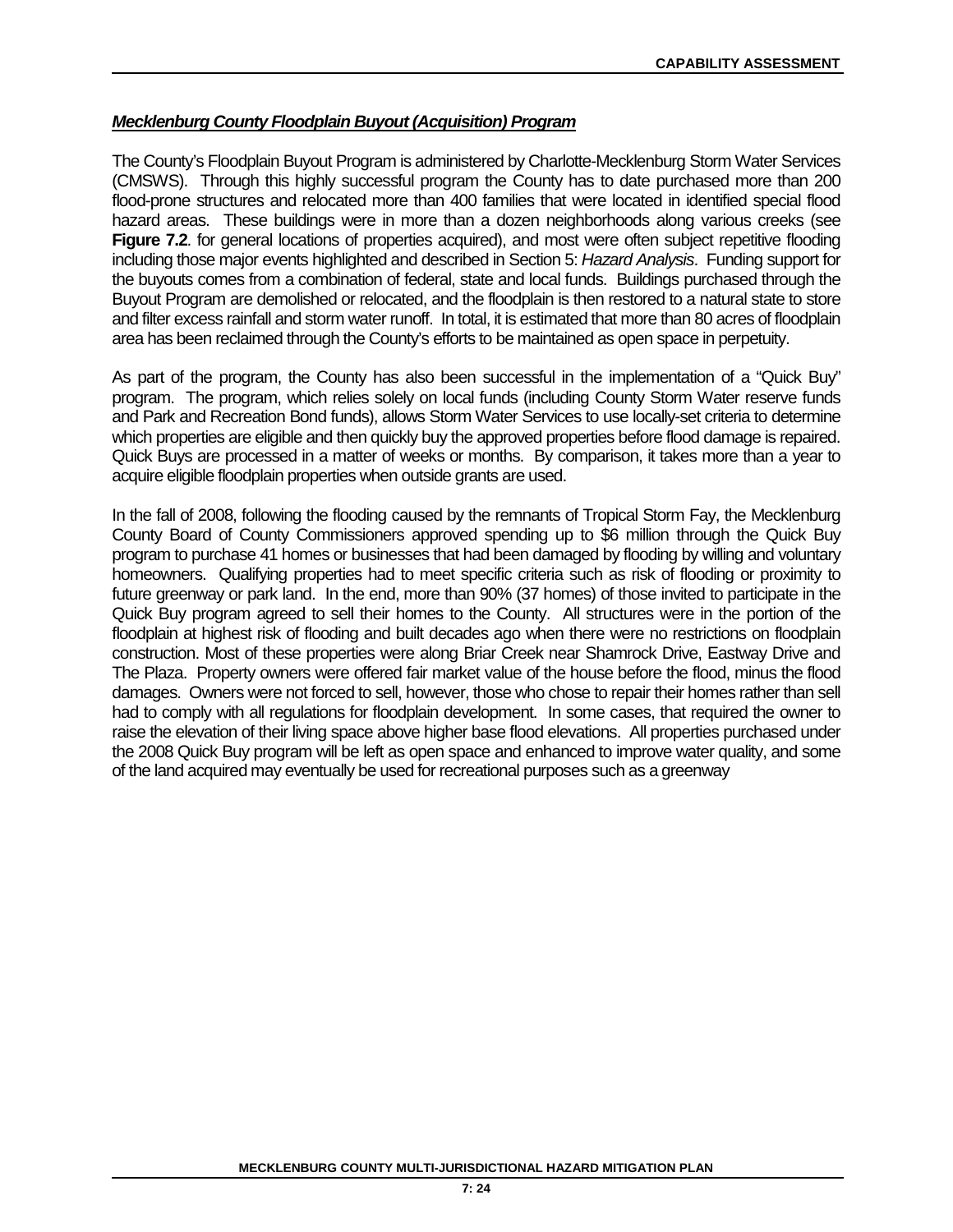***Mecklenburg County Floodplain Buyout (Acquisition) Program***

The County's Floodplain Buyout Program is administered by Charlotte-Mecklenburg Storm Water Services (CMSWS). Through this highly successful program the County has to date purchased more than 200 flood-prone structures and relocated more than 400 families that were located in identified special flood hazard areas. These buildings were in more than a dozen neighborhoods along various creeks (see **Figure 7.2**. for general locations of properties acquired), and most were often subject repetitive flooding including those major events highlighted and described in Section 5: *Hazard Analysis*. Funding support for the buyouts comes from a combination of federal, state and local funds. Buildings purchased through the Buyout Program are demolished or relocated, and the floodplain is then restored to a natural state to store and filter excess rainfall and storm water runoff. In total, it is estimated that more than 80 acres of floodplain area has been reclaimed through the County's efforts to be maintained as open space in perpetuity.

As part of the program, the County has also been successful in the implementation of a "Quick Buy" program. The program, which relies solely on local funds (including County Storm Water reserve funds and Park and Recreation Bond funds), allows Storm Water Services to use locally-set criteria to determine which properties are eligible and then quickly buy the approved properties before flood damage is repaired. Quick Buys are processed in a matter of weeks or months. By comparison, it takes more than a year to acquire eligible floodplain properties when outside grants are used.

In the fall of 2008, following the flooding caused by the remnants of Tropical Storm Fay, the Mecklenburg County Board of County Commissioners approved spending up to $6 million through the Quick Buy program to purchase 41 homes or businesses that had been damaged by flooding by willing and voluntary homeowners. Qualifying properties had to meet specific criteria such as risk of flooding or proximity to future greenway or park land. In the end, more than 90% (37 homes) of those invited to participate in the Quick Buy program agreed to sell their homes to the County. All structures were in the portion of the floodplain at highest risk of flooding and built decades ago when there were no restrictions on floodplain construction. Most of these properties were along Briar Creek near Shamrock Drive, Eastway Drive and The Plaza. Property owners were offered fair market value of the house before the flood, minus the flood damages. Owners were not forced to sell, however, those who chose to repair their homes rather than sell had to comply with all regulations for floodplain development. In some cases, that required the owner to raise the elevation of their living space above higher base flood elevations. All properties purchased under the 2008 Quick Buy program will be left as open space and enhanced to improve water quality, and some of the land acquired may eventually be used for recreational purposes such as a greenway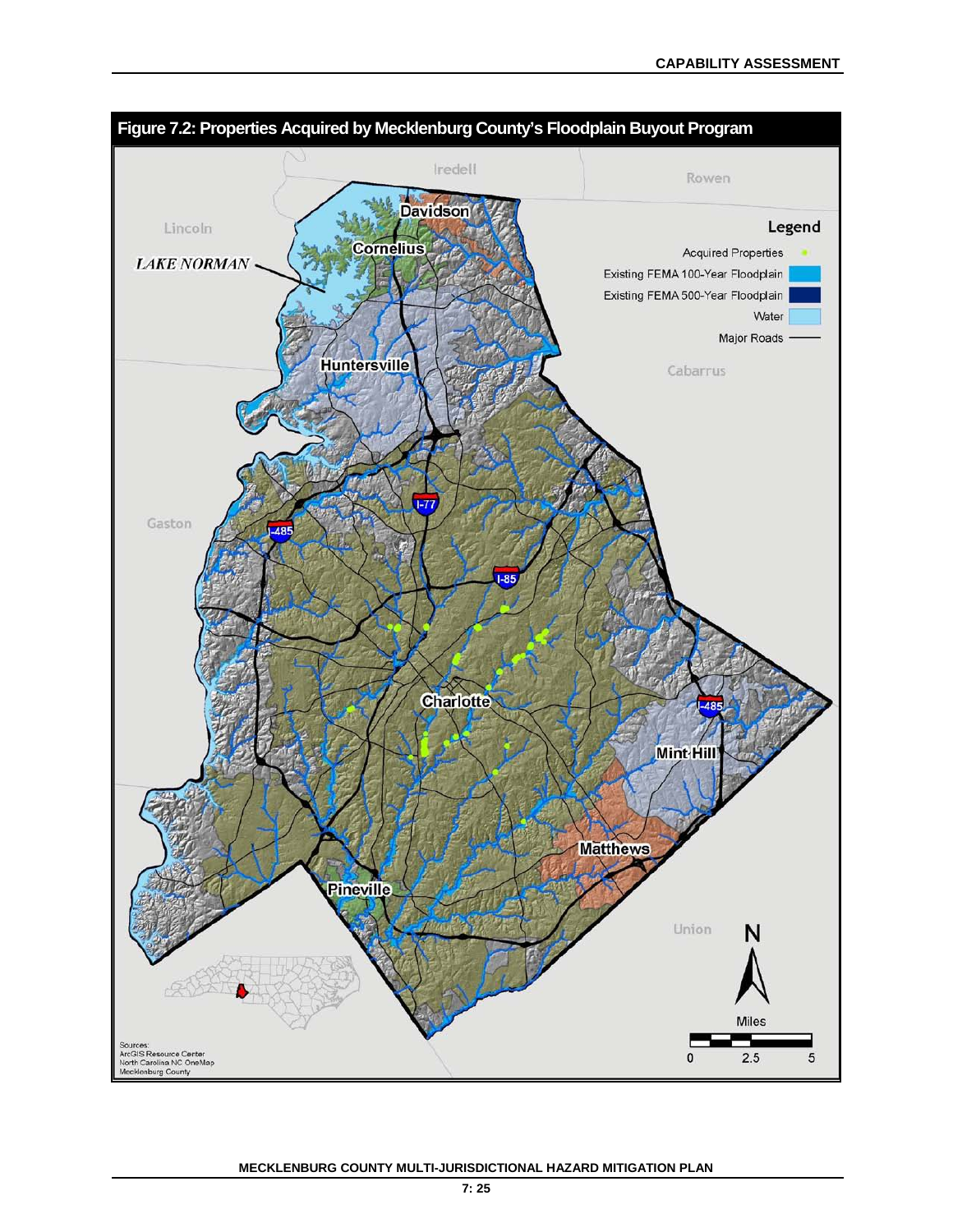**Figure 7.2: Properties Acquired by Mecklenburg County's Floodplain Buyout Program**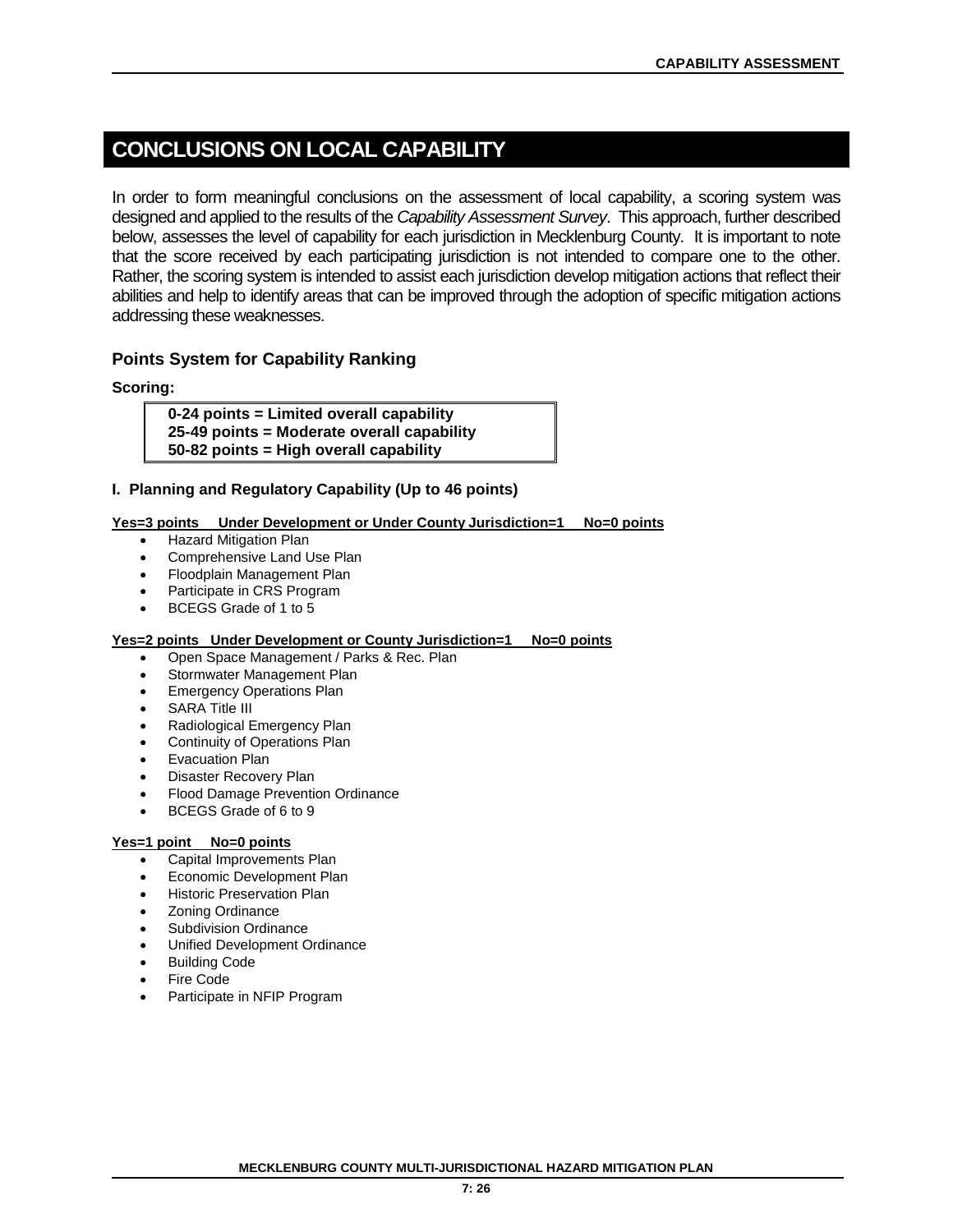# CONCLUSIONS ON LOCAL CAPABILITY

In order to form meaningful conclusions on the assessment of local capability, a scoring system was designed and applied to the results of the *Capability Assessment Survey*. This approach, further described below, assesses the level of capability for each jurisdiction in Mecklenburg County. It is important to note that the score received by each participating jurisdiction is not intended to compare one to the other. Rather, the scoring system is intended to assist each jurisdiction develop mitigation actions that reflect their abilities and help to identify areas that can be improved through the adoption of specific mitigation actions addressing these weaknesses.

### Points System for Capability Ranking

**Scoring:**

**0-24 points = Limited overall capability**
**25-49 points = Moderate overall capability**
**50-82 points = High overall capability**

#### I. Planning and Regulatory Capability (Up to 46 points)

**Yes=3 points     Under Development or Under County Jurisdiction=1     No=0 points**

- Hazard Mitigation Plan
- Comprehensive Land Use Plan
- Floodplain Management Plan
- Participate in CRS Program
- BCEGS Grade of 1 to 5

**Yes=2 points   Under Development or County Jurisdiction=1     No=0 points**

- Open Space Management / Parks & Rec. Plan
- Stormwater Management Plan
- Emergency Operations Plan
- SARA Title III
- Radiological Emergency Plan
- Continuity of Operations Plan
- Evacuation Plan
- Disaster Recovery Plan
- Flood Damage Prevention Ordinance
- BCEGS Grade of 6 to 9

**Yes=1 point     No=0 points**

- Capital Improvements Plan
- Economic Development Plan
- Historic Preservation Plan
- Zoning Ordinance
- Subdivision Ordinance
- Unified Development Ordinance
- Building Code
- Fire Code
- Participate in NFIP Program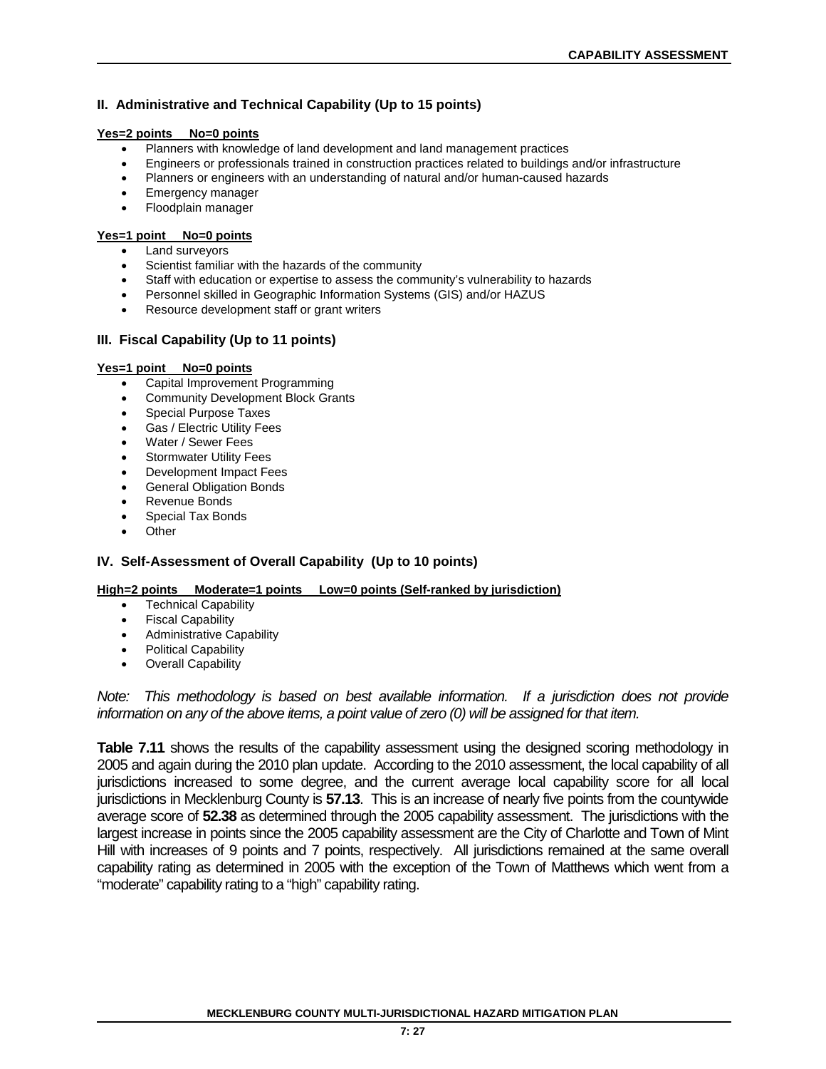## II. Administrative and Technical Capability (Up to 15 points)

**Yes=2 points    No=0 points**

- Planners with knowledge of land development and land management practices
- Engineers or professionals trained in construction practices related to buildings and/or infrastructure
- Planners or engineers with an understanding of natural and/or human-caused hazards
- Emergency manager
- Floodplain manager

**Yes=1 point    No=0 points**

- Land surveyors
- Scientist familiar with the hazards of the community
- Staff with education or expertise to assess the community's vulnerability to hazards
- Personnel skilled in Geographic Information Systems (GIS) and/or HAZUS
- Resource development staff or grant writers

## III. Fiscal Capability (Up to 11 points)

**Yes=1 point    No=0 points**

- Capital Improvement Programming
- Community Development Block Grants
- Special Purpose Taxes
- Gas / Electric Utility Fees
- Water / Sewer Fees
- Stormwater Utility Fees
- Development Impact Fees
- General Obligation Bonds
- Revenue Bonds
- Special Tax Bonds
- Other

## IV. Self-Assessment of Overall Capability (Up to 10 points)

**High=2 points    Moderate=1 points    Low=0 points (Self-ranked by jurisdiction)**

- Technical Capability
- Fiscal Capability
- Administrative Capability
- Political Capability
- Overall Capability

*Note: This methodology is based on best available information. If a jurisdiction does not provide information on any of the above items, a point value of zero (0) will be assigned for that item.*

**Table 7.11** shows the results of the capability assessment using the designed scoring methodology in 2005 and again during the 2010 plan update. According to the 2010 assessment, the local capability of all jurisdictions increased to some degree, and the current average local capability score for all local jurisdictions in Mecklenburg County is **57.13**. This is an increase of nearly five points from the countywide average score of **52.38** as determined through the 2005 capability assessment. The jurisdictions with the largest increase in points since the 2005 capability assessment are the City of Charlotte and Town of Mint Hill with increases of 9 points and 7 points, respectively. All jurisdictions remained at the same overall capability rating as determined in 2005 with the exception of the Town of Matthews which went from a "moderate" capability rating to a "high" capability rating.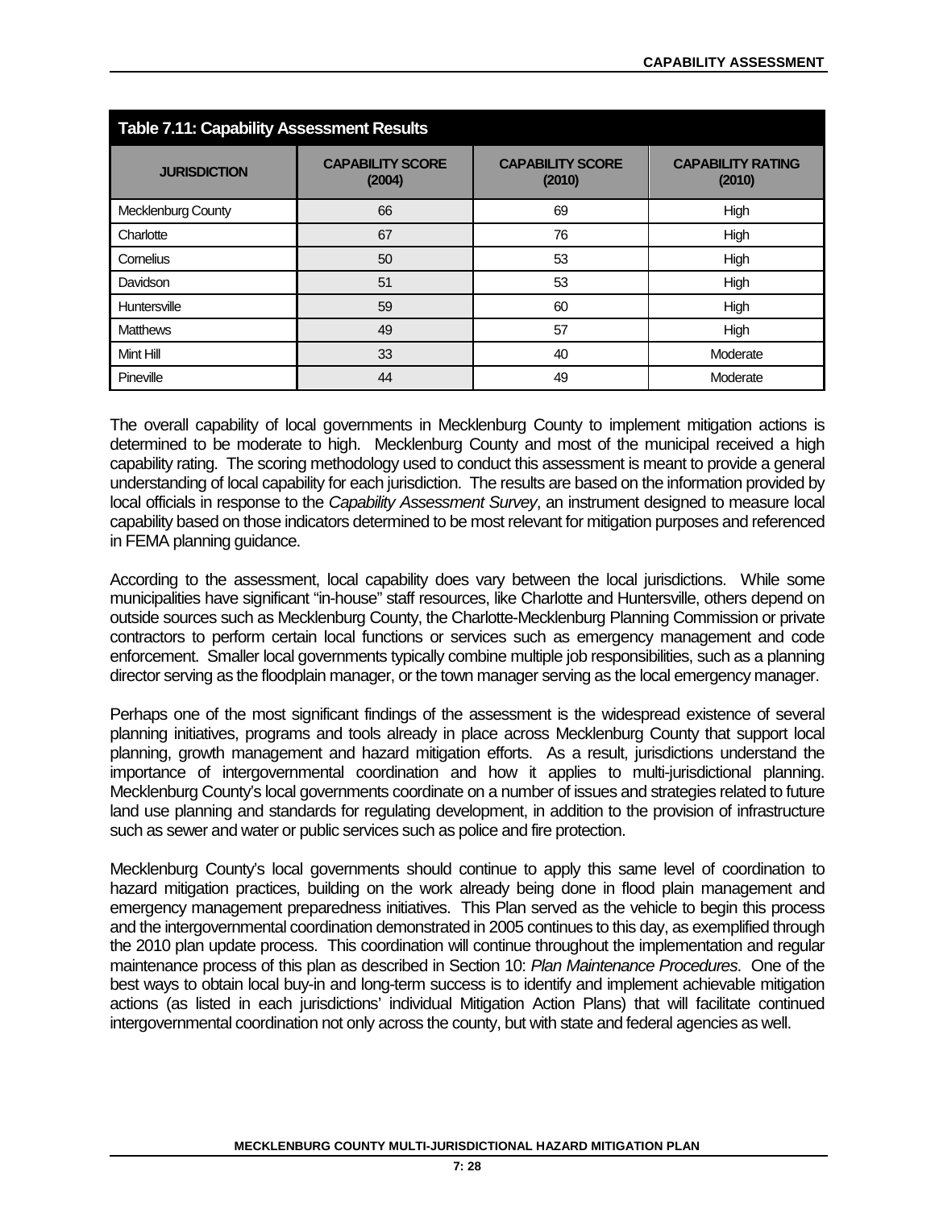**Table 7.11: Capability Assessment Results**

| JURISDICTION | CAPABILITY SCORE (2004) | CAPABILITY SCORE (2010) | CAPABILITY RATING (2010) |
|---|---|---|---|
| Mecklenburg County | 66 | 69 | High |
| Charlotte | 67 | 76 | High |
| Cornelius | 50 | 53 | High |
| Davidson | 51 | 53 | High |
| Huntersville | 59 | 60 | High |
| Matthews | 49 | 57 | High |
| Mint Hill | 33 | 40 | Moderate |
| Pineville | 44 | 49 | Moderate |

The overall capability of local governments in Mecklenburg County to implement mitigation actions is determined to be moderate to high. Mecklenburg County and most of the municipal received a high capability rating. The scoring methodology used to conduct this assessment is meant to provide a general understanding of local capability for each jurisdiction. The results are based on the information provided by local officials in response to the *Capability Assessment Survey*, an instrument designed to measure local capability based on those indicators determined to be most relevant for mitigation purposes and referenced in FEMA planning guidance.

According to the assessment, local capability does vary between the local jurisdictions. While some municipalities have significant "in-house" staff resources, like Charlotte and Huntersville, others depend on outside sources such as Mecklenburg County, the Charlotte-Mecklenburg Planning Commission or private contractors to perform certain local functions or services such as emergency management and code enforcement. Smaller local governments typically combine multiple job responsibilities, such as a planning director serving as the floodplain manager, or the town manager serving as the local emergency manager.

Perhaps one of the most significant findings of the assessment is the widespread existence of several planning initiatives, programs and tools already in place across Mecklenburg County that support local planning, growth management and hazard mitigation efforts. As a result, jurisdictions understand the importance of intergovernmental coordination and how it applies to multi-jurisdictional planning. Mecklenburg County's local governments coordinate on a number of issues and strategies related to future land use planning and standards for regulating development, in addition to the provision of infrastructure such as sewer and water or public services such as police and fire protection.

Mecklenburg County's local governments should continue to apply this same level of coordination to hazard mitigation practices, building on the work already being done in flood plain management and emergency management preparedness initiatives. This Plan served as the vehicle to begin this process and the intergovernmental coordination demonstrated in 2005 continues to this day, as exemplified through the 2010 plan update process. This coordination will continue throughout the implementation and regular maintenance process of this plan as described in Section 10: *Plan Maintenance Procedures*. One of the best ways to obtain local buy-in and long-term success is to identify and implement achievable mitigation actions (as listed in each jurisdictions' individual Mitigation Action Plans) that will facilitate continued intergovernmental coordination not only across the county, but with state and federal agencies as well.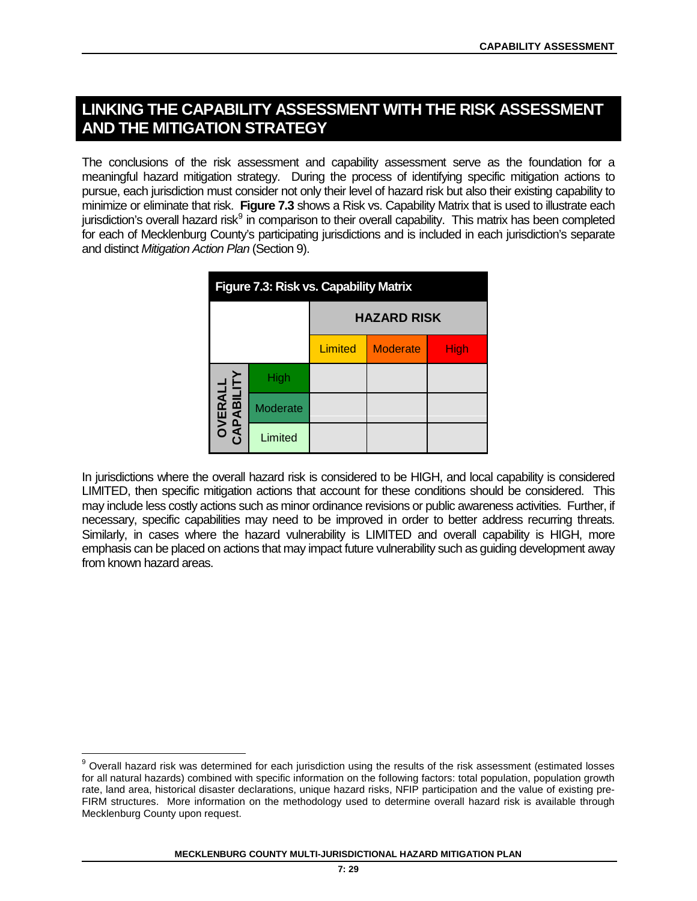## LINKING THE CAPABILITY ASSESSMENT WITH THE RISK ASSESSMENT AND THE MITIGATION STRATEGY

The conclusions of the risk assessment and capability assessment serve as the foundation for a meaningful hazard mitigation strategy. During the process of identifying specific mitigation actions to pursue, each jurisdiction must consider not only their level of hazard risk but also their existing capability to minimize or eliminate that risk. **Figure 7.3** shows a Risk vs. Capability Matrix that is used to illustrate each jurisdiction's overall hazard risk[9] in comparison to their overall capability. This matrix has been completed for each of Mecklenburg County's participating jurisdictions and is included in each jurisdiction's separate and distinct *Mitigation Action Plan* (Section 9).

**Figure 7.3: Risk vs. Capability Matrix**

| | | HAZARD RISK | | |
|---|---|---|---|---|
| | | Limited | Moderate | High |
| OVERALL CAPABILITY | High | | | |
| | Moderate | | | |
| | Limited | | | |

In jurisdictions where the overall hazard risk is considered to be HIGH, and local capability is considered LIMITED, then specific mitigation actions that account for these conditions should be considered. This may include less costly actions such as minor ordinance revisions or public awareness activities. Further, if necessary, specific capabilities may need to be improved in order to better address recurring threats. Similarly, in cases where the hazard vulnerability is LIMITED and overall capability is HIGH, more emphasis can be placed on actions that may impact future vulnerability such as guiding development away from known hazard areas.

---

[9] Overall hazard risk was determined for each jurisdiction using the results of the risk assessment (estimated losses for all natural hazards) combined with specific information on the following factors: total population, population growth rate, land area, historical disaster declarations, unique hazard risks, NFIP participation and the value of existing pre-FIRM structures. More information on the methodology used to determine overall hazard risk is available through Mecklenburg County upon request.